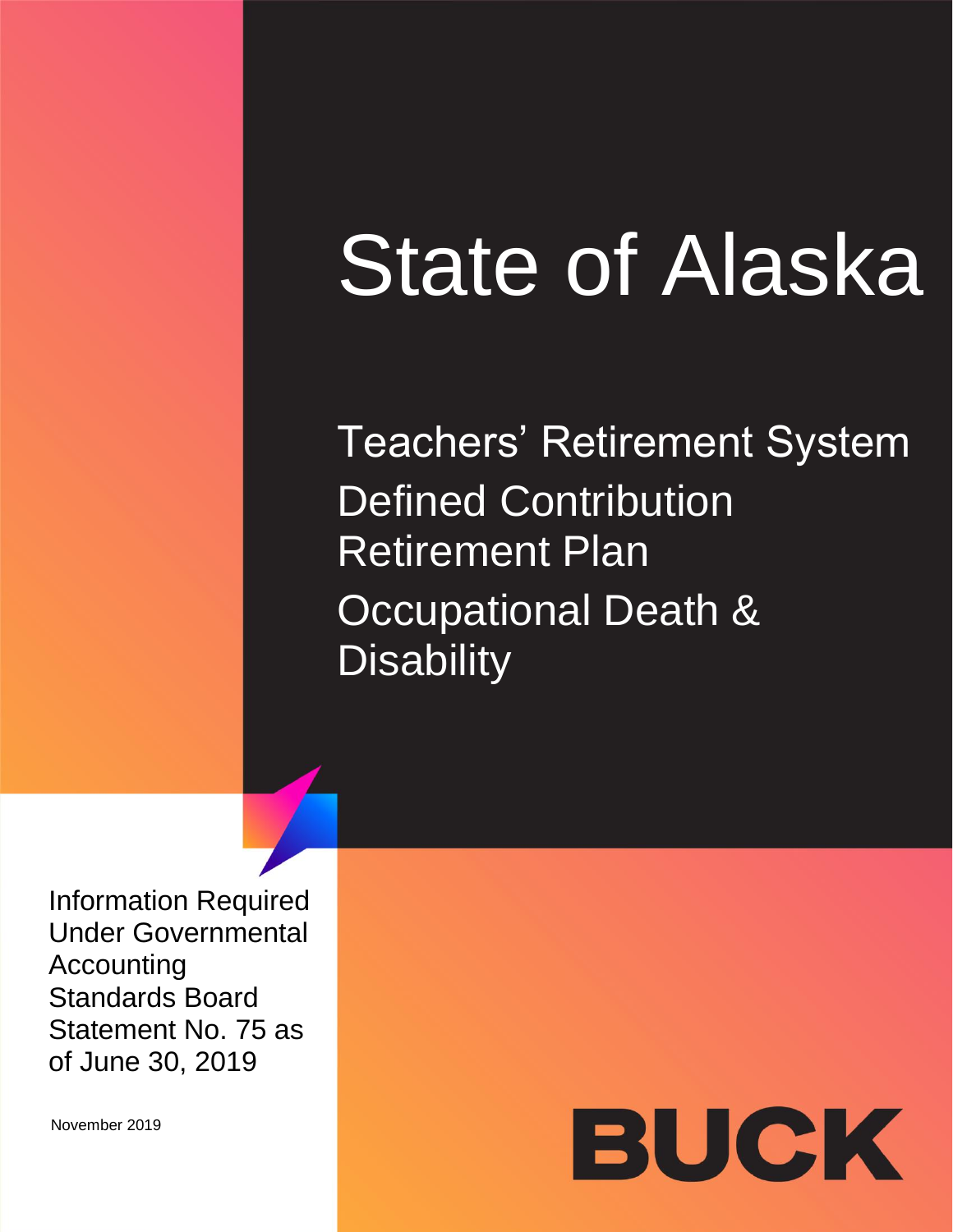# State of Alaska

## Teachers' Retirement System Defined Contribution Retirement Plan Occupational Death & Disability

Information Required Under Governmental Accounting Standards Board Statement No. 75 as of June 30, 2019

November 2019

BUCK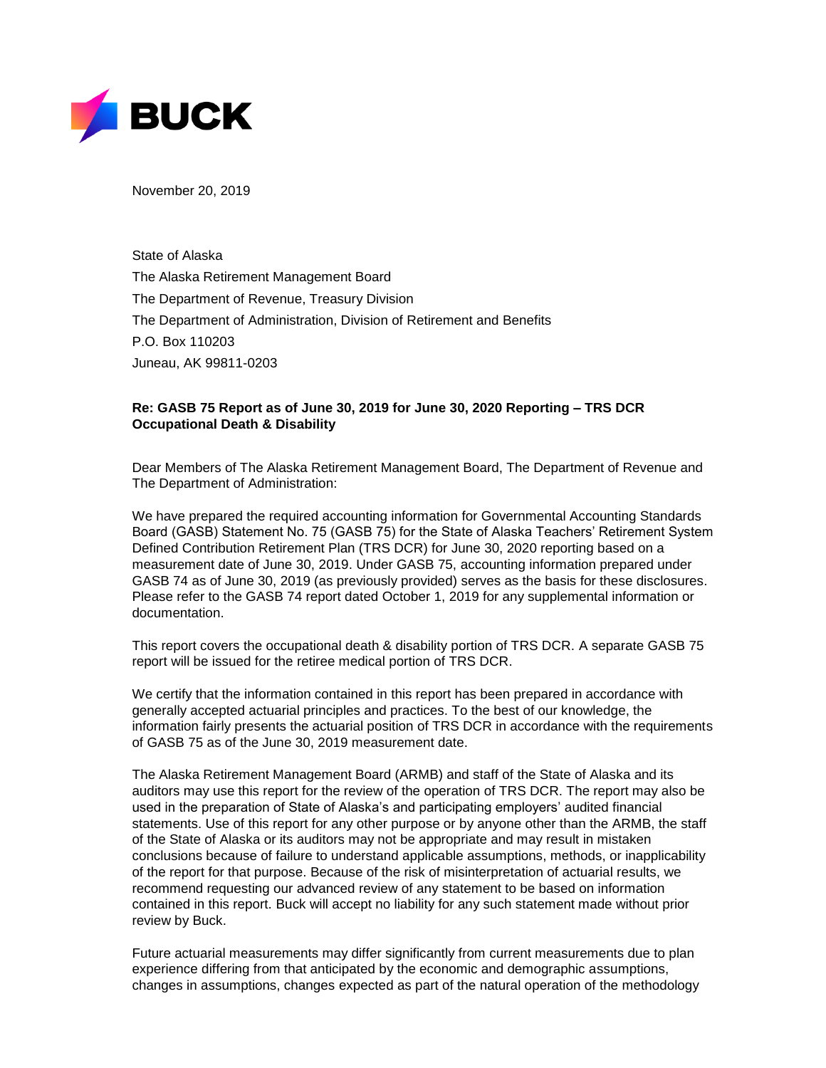November 20, 2019

State of Alaska
The Alaska Retirement Management Board
The Department of Revenue, Treasury Division
The Department of Administration, Division of Retirement and Benefits
P.O. Box 110203
Juneau, AK 99811-0203

**Re: GASB 75 Report as of June 30, 2019 for June 30, 2020 Reporting – TRS DCR Occupational Death & Disability**

Dear Members of The Alaska Retirement Management Board, The Department of Revenue and The Department of Administration:

We have prepared the required accounting information for Governmental Accounting Standards Board (GASB) Statement No. 75 (GASB 75) for the State of Alaska Teachers' Retirement System Defined Contribution Retirement Plan (TRS DCR) for June 30, 2020 reporting based on a measurement date of June 30, 2019. Under GASB 75, accounting information prepared under GASB 74 as of June 30, 2019 (as previously provided) serves as the basis for these disclosures. Please refer to the GASB 74 report dated October 1, 2019 for any supplemental information or documentation.

This report covers the occupational death & disability portion of TRS DCR. A separate GASB 75 report will be issued for the retiree medical portion of TRS DCR.

We certify that the information contained in this report has been prepared in accordance with generally accepted actuarial principles and practices. To the best of our knowledge, the information fairly presents the actuarial position of TRS DCR in accordance with the requirements of GASB 75 as of the June 30, 2019 measurement date.

The Alaska Retirement Management Board (ARMB) and staff of the State of Alaska and its auditors may use this report for the review of the operation of TRS DCR. The report may also be used in the preparation of State of Alaska's and participating employers' audited financial statements. Use of this report for any other purpose or by anyone other than the ARMB, the staff of the State of Alaska or its auditors may not be appropriate and may result in mistaken conclusions because of failure to understand applicable assumptions, methods, or inapplicability of the report for that purpose. Because of the risk of misinterpretation of actuarial results, we recommend requesting our advanced review of any statement to be based on information contained in this report. Buck will accept no liability for any such statement made without prior review by Buck.

Future actuarial measurements may differ significantly from current measurements due to plan experience differing from that anticipated by the economic and demographic assumptions, changes in assumptions, changes expected as part of the natural operation of the methodology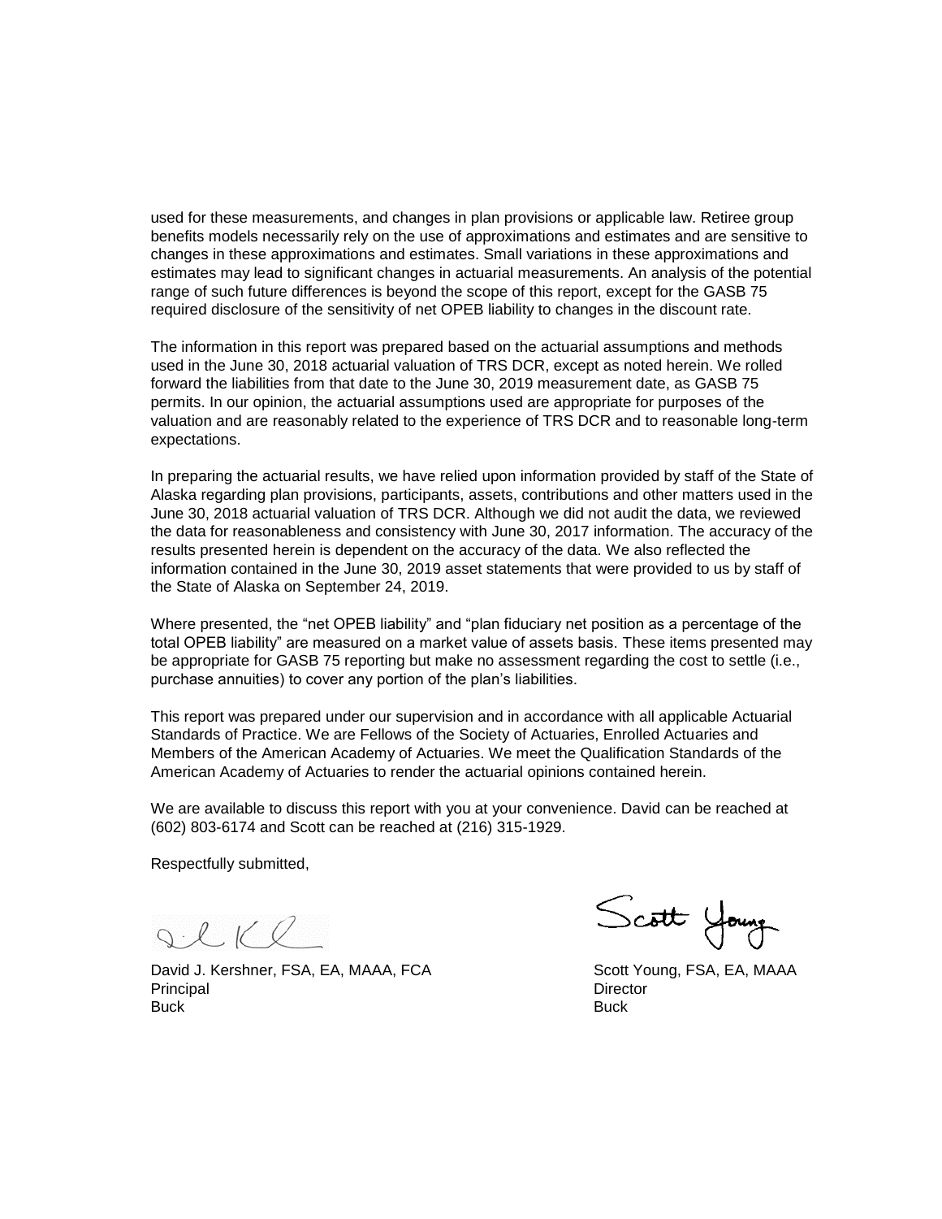used for these measurements, and changes in plan provisions or applicable law. Retiree group benefits models necessarily rely on the use of approximations and estimates and are sensitive to changes in these approximations and estimates. Small variations in these approximations and estimates may lead to significant changes in actuarial measurements. An analysis of the potential range of such future differences is beyond the scope of this report, except for the GASB 75 required disclosure of the sensitivity of net OPEB liability to changes in the discount rate.

The information in this report was prepared based on the actuarial assumptions and methods used in the June 30, 2018 actuarial valuation of TRS DCR, except as noted herein. We rolled forward the liabilities from that date to the June 30, 2019 measurement date, as GASB 75 permits. In our opinion, the actuarial assumptions used are appropriate for purposes of the valuation and are reasonably related to the experience of TRS DCR and to reasonable long-term expectations.

In preparing the actuarial results, we have relied upon information provided by staff of the State of Alaska regarding plan provisions, participants, assets, contributions and other matters used in the June 30, 2018 actuarial valuation of TRS DCR. Although we did not audit the data, we reviewed the data for reasonableness and consistency with June 30, 2017 information. The accuracy of the results presented herein is dependent on the accuracy of the data. We also reflected the information contained in the June 30, 2019 asset statements that were provided to us by staff of the State of Alaska on September 24, 2019.

Where presented, the "net OPEB liability" and "plan fiduciary net position as a percentage of the total OPEB liability" are measured on a market value of assets basis. These items presented may be appropriate for GASB 75 reporting but make no assessment regarding the cost to settle (i.e., purchase annuities) to cover any portion of the plan's liabilities.

This report was prepared under our supervision and in accordance with all applicable Actuarial Standards of Practice. We are Fellows of the Society of Actuaries, Enrolled Actuaries and Members of the American Academy of Actuaries. We meet the Qualification Standards of the American Academy of Actuaries to render the actuarial opinions contained herein.

We are available to discuss this report with you at your convenience. David can be reached at (602) 803-6174 and Scott can be reached at (216) 315-1929.

Respectfully submitted,

David J. Kershner, FSA, EA, MAAA, FCA
Principal
Buck

Scott Young, FSA, EA, MAAA
Director
Buck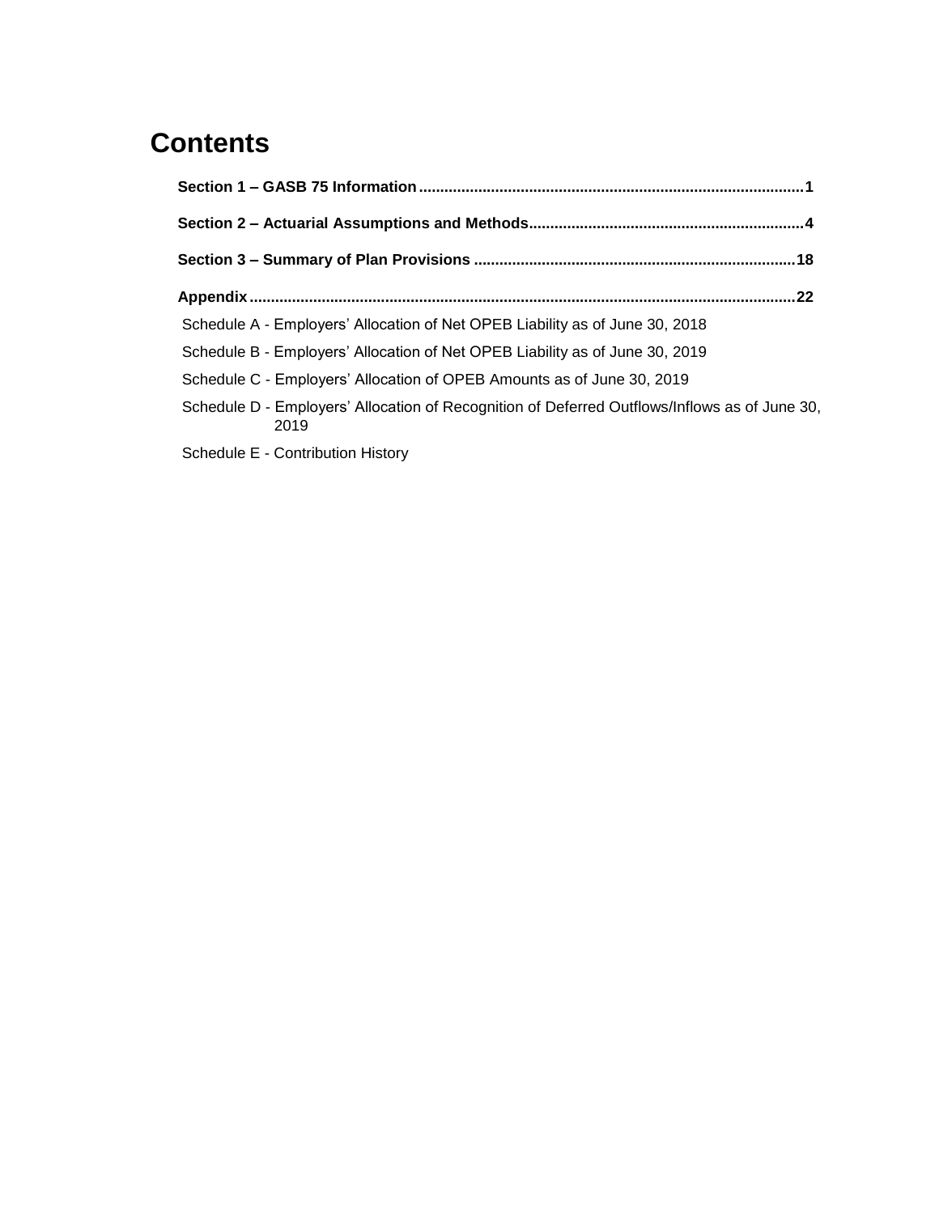# Contents

**Section 1 – GASB 75 Information** .......... **1**

**Section 2 – Actuarial Assumptions and Methods** .......... **4**

**Section 3 – Summary of Plan Provisions** .......... **18**

**Appendix** .......... **22**

Schedule A - Employers' Allocation of Net OPEB Liability as of June 30, 2018

Schedule B - Employers' Allocation of Net OPEB Liability as of June 30, 2019

Schedule C - Employers' Allocation of OPEB Amounts as of June 30, 2019

Schedule D - Employers' Allocation of Recognition of Deferred Outflows/Inflows as of June 30, 2019

Schedule E - Contribution History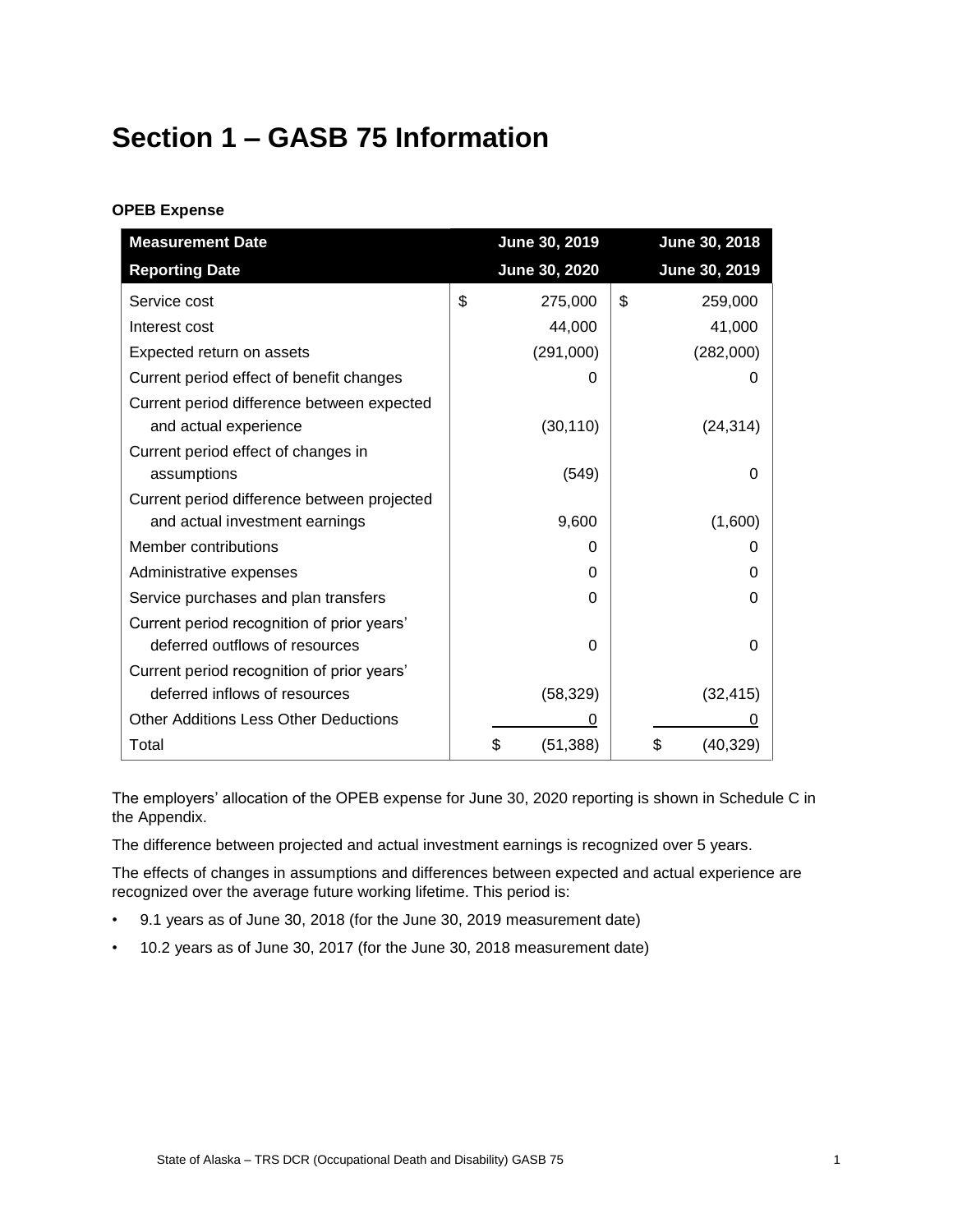# Section 1 – GASB 75 Information

**OPEB Expense**

| Measurement Date<br>Reporting Date | June 30, 2019<br>June 30, 2020 | June 30, 2018<br>June 30, 2019 |
|---|---|---|
| Service cost | $ 275,000 | $ 259,000 |
| Interest cost | 44,000 | 41,000 |
| Expected return on assets | (291,000) | (282,000) |
| Current period effect of benefit changes | 0 | 0 |
| Current period difference between expected and actual experience | (30,110) | (24,314) |
| Current period effect of changes in assumptions | (549) | 0 |
| Current period difference between projected and actual investment earnings | 9,600 | (1,600) |
| Member contributions | 0 | 0 |
| Administrative expenses | 0 | 0 |
| Service purchases and plan transfers | 0 | 0 |
| Current period recognition of prior years' deferred outflows of resources | 0 | 0 |
| Current period recognition of prior years' deferred inflows of resources | (58,329) | (32,415) |
| Other Additions Less Other Deductions | 0 | 0 |
| Total | $ (51,388) | $ (40,329) |

The employers' allocation of the OPEB expense for June 30, 2020 reporting is shown in Schedule C in the Appendix.

The difference between projected and actual investment earnings is recognized over 5 years.

The effects of changes in assumptions and differences between expected and actual experience are recognized over the average future working lifetime. This period is:

- 9.1 years as of June 30, 2018 (for the June 30, 2019 measurement date)
- 10.2 years as of June 30, 2017 (for the June 30, 2018 measurement date)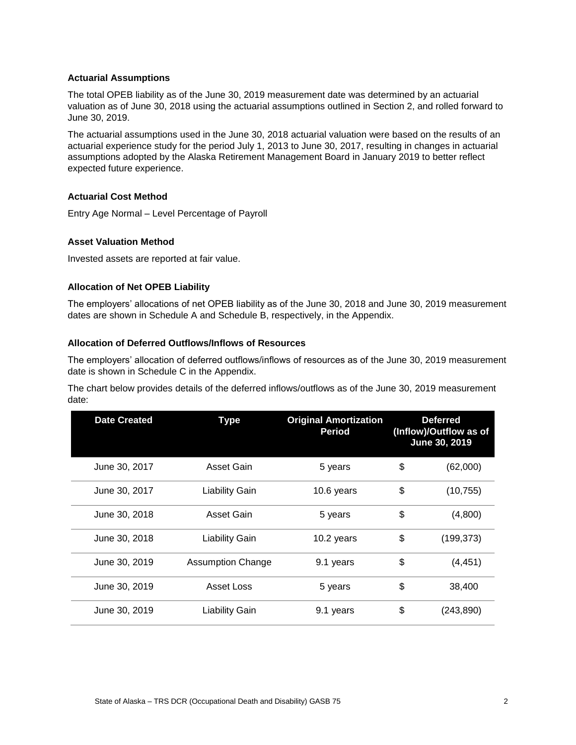### Actuarial Assumptions

The total OPEB liability as of the June 30, 2019 measurement date was determined by an actuarial valuation as of June 30, 2018 using the actuarial assumptions outlined in Section 2, and rolled forward to June 30, 2019.

The actuarial assumptions used in the June 30, 2018 actuarial valuation were based on the results of an actuarial experience study for the period July 1, 2013 to June 30, 2017, resulting in changes in actuarial assumptions adopted by the Alaska Retirement Management Board in January 2019 to better reflect expected future experience.

### Actuarial Cost Method

Entry Age Normal – Level Percentage of Payroll

### Asset Valuation Method

Invested assets are reported at fair value.

### Allocation of Net OPEB Liability

The employers' allocations of net OPEB liability as of the June 30, 2018 and June 30, 2019 measurement dates are shown in Schedule A and Schedule B, respectively, in the Appendix.

### Allocation of Deferred Outflows/Inflows of Resources

The employers' allocation of deferred outflows/inflows of resources as of the June 30, 2019 measurement date is shown in Schedule C in the Appendix.

The chart below provides details of the deferred inflows/outflows as of the June 30, 2019 measurement date:

| Date Created | Type | Original Amortization Period | Deferred (Inflow)/Outflow as of June 30, 2019 |
|---|---|---|---|
| June 30, 2017 | Asset Gain | 5 years | $ (62,000) |
| June 30, 2017 | Liability Gain | 10.6 years | $ (10,755) |
| June 30, 2018 | Asset Gain | 5 years | $ (4,800) |
| June 30, 2018 | Liability Gain | 10.2 years | $ (199,373) |
| June 30, 2019 | Assumption Change | 9.1 years | $ (4,451) |
| June 30, 2019 | Asset Loss | 5 years | $ 38,400 |
| June 30, 2019 | Liability Gain | 9.1 years | $ (243,890) |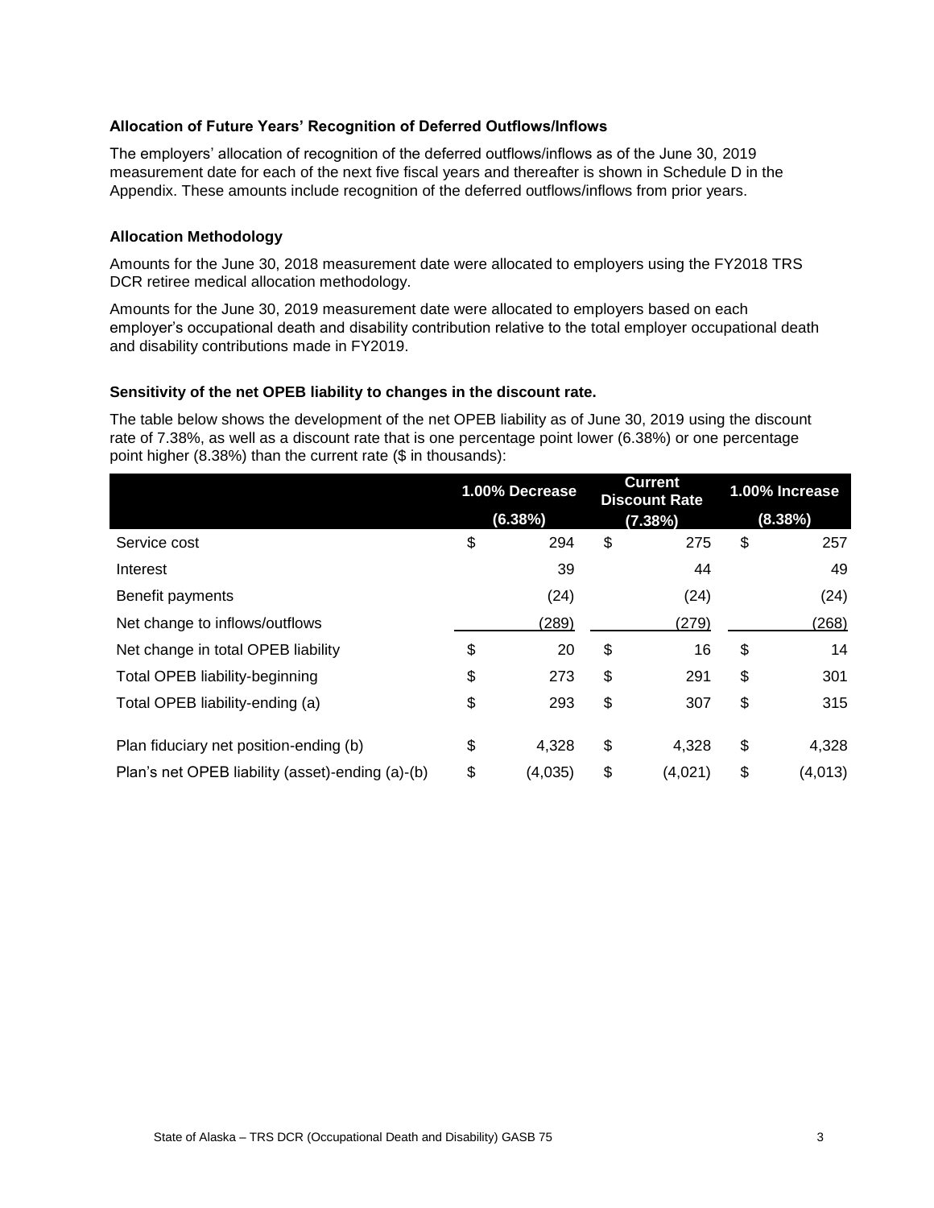### Allocation of Future Years' Recognition of Deferred Outflows/Inflows

The employers' allocation of recognition of the deferred outflows/inflows as of the June 30, 2019 measurement date for each of the next five fiscal years and thereafter is shown in Schedule D in the Appendix. These amounts include recognition of the deferred outflows/inflows from prior years.

### Allocation Methodology

Amounts for the June 30, 2018 measurement date were allocated to employers using the FY2018 TRS DCR retiree medical allocation methodology.

Amounts for the June 30, 2019 measurement date were allocated to employers based on each employer's occupational death and disability contribution relative to the total employer occupational death and disability contributions made in FY2019.

### Sensitivity of the net OPEB liability to changes in the discount rate.

The table below shows the development of the net OPEB liability as of June 30, 2019 using the discount rate of 7.38%, as well as a discount rate that is one percentage point lower (6.38%) or one percentage point higher (8.38%) than the current rate ($ in thousands):

| | 1.00% Decrease (6.38%) | Current Discount Rate (7.38%) | 1.00% Increase (8.38%) |
|---|---|---|---|
| Service cost | $ 294 | $ 275 | $ 257 |
| Interest | 39 | 44 | 49 |
| Benefit payments | (24) | (24) | (24) |
| Net change to inflows/outflows | (289) | (279) | (268) |
| Net change in total OPEB liability | $ 20 | $ 16 | $ 14 |
| Total OPEB liability-beginning | $ 273 | $ 291 | $ 301 |
| Total OPEB liability-ending (a) | $ 293 | $ 307 | $ 315 |
| Plan fiduciary net position-ending (b) | $ 4,328 | $ 4,328 | $ 4,328 |
| Plan's net OPEB liability (asset)-ending (a)-(b) | $ (4,035) | $ (4,021) | $ (4,013) |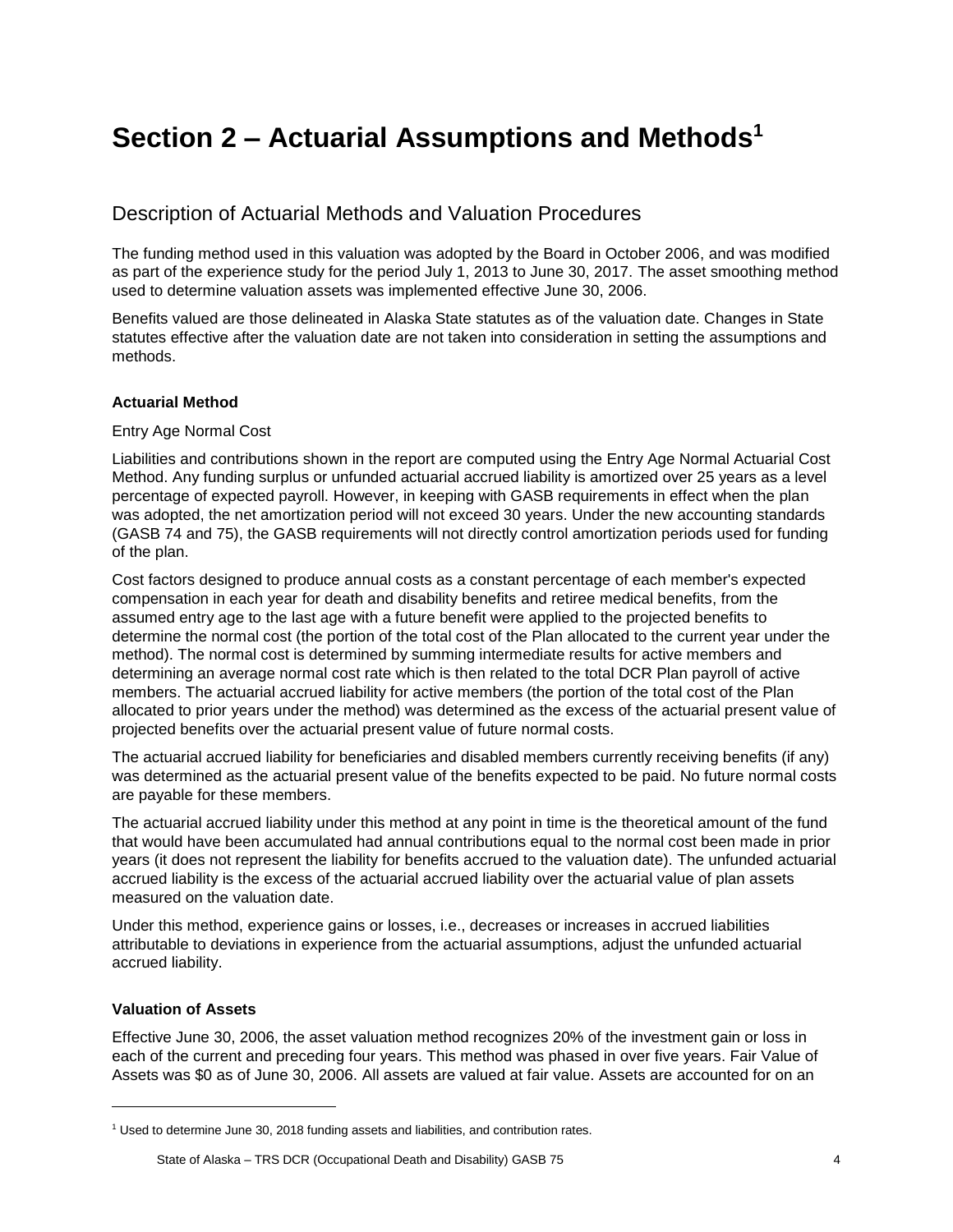# Section 2 – Actuarial Assumptions and Methods[1]

## Description of Actuarial Methods and Valuation Procedures

The funding method used in this valuation was adopted by the Board in October 2006, and was modified as part of the experience study for the period July 1, 2013 to June 30, 2017. The asset smoothing method used to determine valuation assets was implemented effective June 30, 2006.

Benefits valued are those delineated in Alaska State statutes as of the valuation date. Changes in State statutes effective after the valuation date are not taken into consideration in setting the assumptions and methods.

### Actuarial Method

Entry Age Normal Cost

Liabilities and contributions shown in the report are computed using the Entry Age Normal Actuarial Cost Method. Any funding surplus or unfunded actuarial accrued liability is amortized over 25 years as a level percentage of expected payroll. However, in keeping with GASB requirements in effect when the plan was adopted, the net amortization period will not exceed 30 years. Under the new accounting standards (GASB 74 and 75), the GASB requirements will not directly control amortization periods used for funding of the plan.

Cost factors designed to produce annual costs as a constant percentage of each member's expected compensation in each year for death and disability benefits and retiree medical benefits, from the assumed entry age to the last age with a future benefit were applied to the projected benefits to determine the normal cost (the portion of the total cost of the Plan allocated to the current year under the method). The normal cost is determined by summing intermediate results for active members and determining an average normal cost rate which is then related to the total DCR Plan payroll of active members. The actuarial accrued liability for active members (the portion of the total cost of the Plan allocated to prior years under the method) was determined as the excess of the actuarial present value of projected benefits over the actuarial present value of future normal costs.

The actuarial accrued liability for beneficiaries and disabled members currently receiving benefits (if any) was determined as the actuarial present value of the benefits expected to be paid. No future normal costs are payable for these members.

The actuarial accrued liability under this method at any point in time is the theoretical amount of the fund that would have been accumulated had annual contributions equal to the normal cost been made in prior years (it does not represent the liability for benefits accrued to the valuation date). The unfunded actuarial accrued liability is the excess of the actuarial accrued liability over the actuarial value of plan assets measured on the valuation date.

Under this method, experience gains or losses, i.e., decreases or increases in accrued liabilities attributable to deviations in experience from the actuarial assumptions, adjust the unfunded actuarial accrued liability.

### Valuation of Assets

Effective June 30, 2006, the asset valuation method recognizes 20% of the investment gain or loss in each of the current and preceding four years. This method was phased in over five years. Fair Value of Assets was $0 as of June 30, 2006. All assets are valued at fair value. Assets are accounted for on an

[1] Used to determine June 30, 2018 funding assets and liabilities, and contribution rates.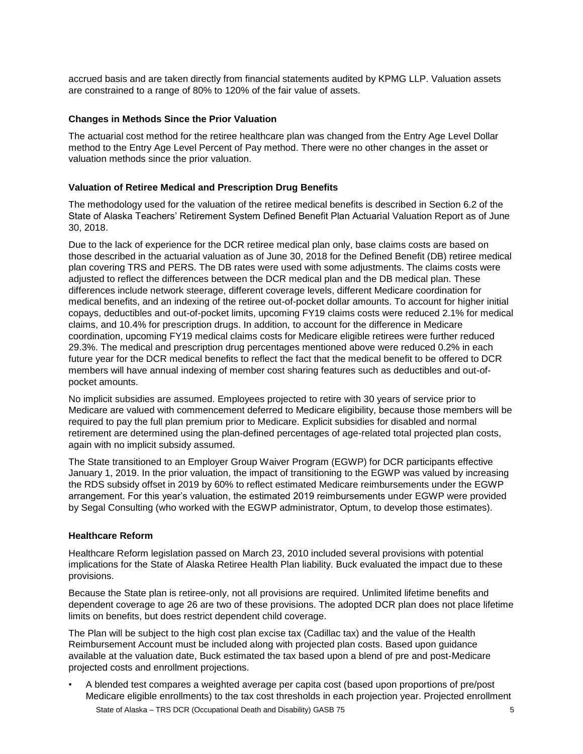accrued basis and are taken directly from financial statements audited by KPMG LLP. Valuation assets are constrained to a range of 80% to 120% of the fair value of assets.

### Changes in Methods Since the Prior Valuation

The actuarial cost method for the retiree healthcare plan was changed from the Entry Age Level Dollar method to the Entry Age Level Percent of Pay method. There were no other changes in the asset or valuation methods since the prior valuation.

### Valuation of Retiree Medical and Prescription Drug Benefits

The methodology used for the valuation of the retiree medical benefits is described in Section 6.2 of the State of Alaska Teachers' Retirement System Defined Benefit Plan Actuarial Valuation Report as of June 30, 2018.

Due to the lack of experience for the DCR retiree medical plan only, base claims costs are based on those described in the actuarial valuation as of June 30, 2018 for the Defined Benefit (DB) retiree medical plan covering TRS and PERS. The DB rates were used with some adjustments. The claims costs were adjusted to reflect the differences between the DCR medical plan and the DB medical plan. These differences include network steerage, different coverage levels, different Medicare coordination for medical benefits, and an indexing of the retiree out-of-pocket dollar amounts. To account for higher initial copays, deductibles and out-of-pocket limits, upcoming FY19 claims costs were reduced 2.1% for medical claims, and 10.4% for prescription drugs. In addition, to account for the difference in Medicare coordination, upcoming FY19 medical claims costs for Medicare eligible retirees were further reduced 29.3%. The medical and prescription drug percentages mentioned above were reduced 0.2% in each future year for the DCR medical benefits to reflect the fact that the medical benefit to be offered to DCR members will have annual indexing of member cost sharing features such as deductibles and out-of-pocket amounts.

No implicit subsidies are assumed. Employees projected to retire with 30 years of service prior to Medicare are valued with commencement deferred to Medicare eligibility, because those members will be required to pay the full plan premium prior to Medicare. Explicit subsidies for disabled and normal retirement are determined using the plan-defined percentages of age-related total projected plan costs, again with no implicit subsidy assumed.

The State transitioned to an Employer Group Waiver Program (EGWP) for DCR participants effective January 1, 2019. In the prior valuation, the impact of transitioning to the EGWP was valued by increasing the RDS subsidy offset in 2019 by 60% to reflect estimated Medicare reimbursements under the EGWP arrangement. For this year's valuation, the estimated 2019 reimbursements under EGWP were provided by Segal Consulting (who worked with the EGWP administrator, Optum, to develop those estimates).

### Healthcare Reform

Healthcare Reform legislation passed on March 23, 2010 included several provisions with potential implications for the State of Alaska Retiree Health Plan liability. Buck evaluated the impact due to these provisions.

Because the State plan is retiree-only, not all provisions are required. Unlimited lifetime benefits and dependent coverage to age 26 are two of these provisions. The adopted DCR plan does not place lifetime limits on benefits, but does restrict dependent child coverage.

The Plan will be subject to the high cost plan excise tax (Cadillac tax) and the value of the Health Reimbursement Account must be included along with projected plan costs. Based upon guidance available at the valuation date, Buck estimated the tax based upon a blend of pre and post-Medicare projected costs and enrollment projections.

- A blended test compares a weighted average per capita cost (based upon proportions of pre/post Medicare eligible enrollments) to the tax cost thresholds in each projection year. Projected enrollment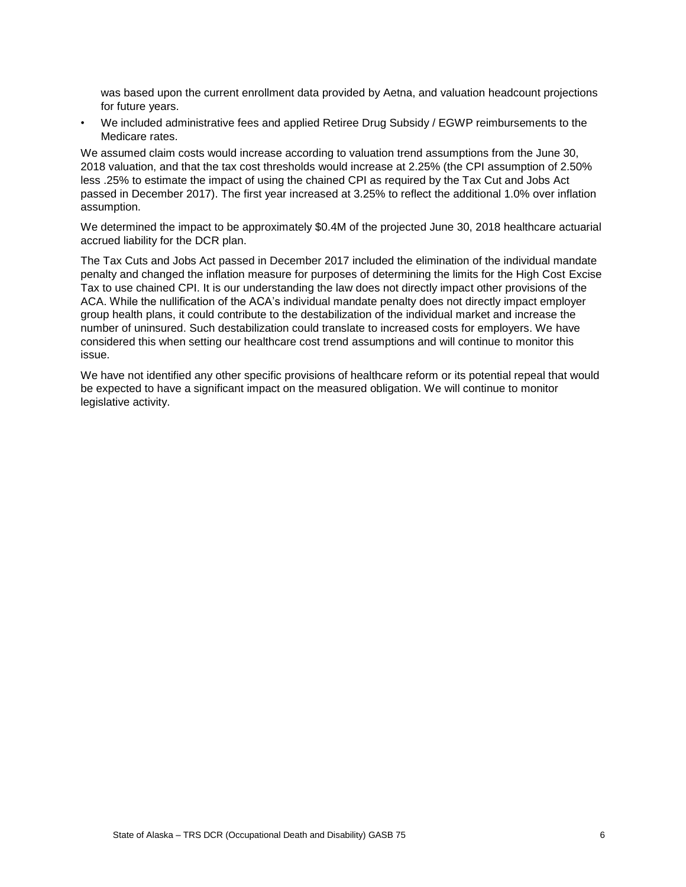was based upon the current enrollment data provided by Aetna, and valuation headcount projections for future years.

- We included administrative fees and applied Retiree Drug Subsidy / EGWP reimbursements to the Medicare rates.

We assumed claim costs would increase according to valuation trend assumptions from the June 30, 2018 valuation, and that the tax cost thresholds would increase at 2.25% (the CPI assumption of 2.50% less .25% to estimate the impact of using the chained CPI as required by the Tax Cut and Jobs Act passed in December 2017). The first year increased at 3.25% to reflect the additional 1.0% over inflation assumption.

We determined the impact to be approximately $0.4M of the projected June 30, 2018 healthcare actuarial accrued liability for the DCR plan.

The Tax Cuts and Jobs Act passed in December 2017 included the elimination of the individual mandate penalty and changed the inflation measure for purposes of determining the limits for the High Cost Excise Tax to use chained CPI. It is our understanding the law does not directly impact other provisions of the ACA. While the nullification of the ACA's individual mandate penalty does not directly impact employer group health plans, it could contribute to the destabilization of the individual market and increase the number of uninsured. Such destabilization could translate to increased costs for employers. We have considered this when setting our healthcare cost trend assumptions and will continue to monitor this issue.

We have not identified any other specific provisions of healthcare reform or its potential repeal that would be expected to have a significant impact on the measured obligation. We will continue to monitor legislative activity.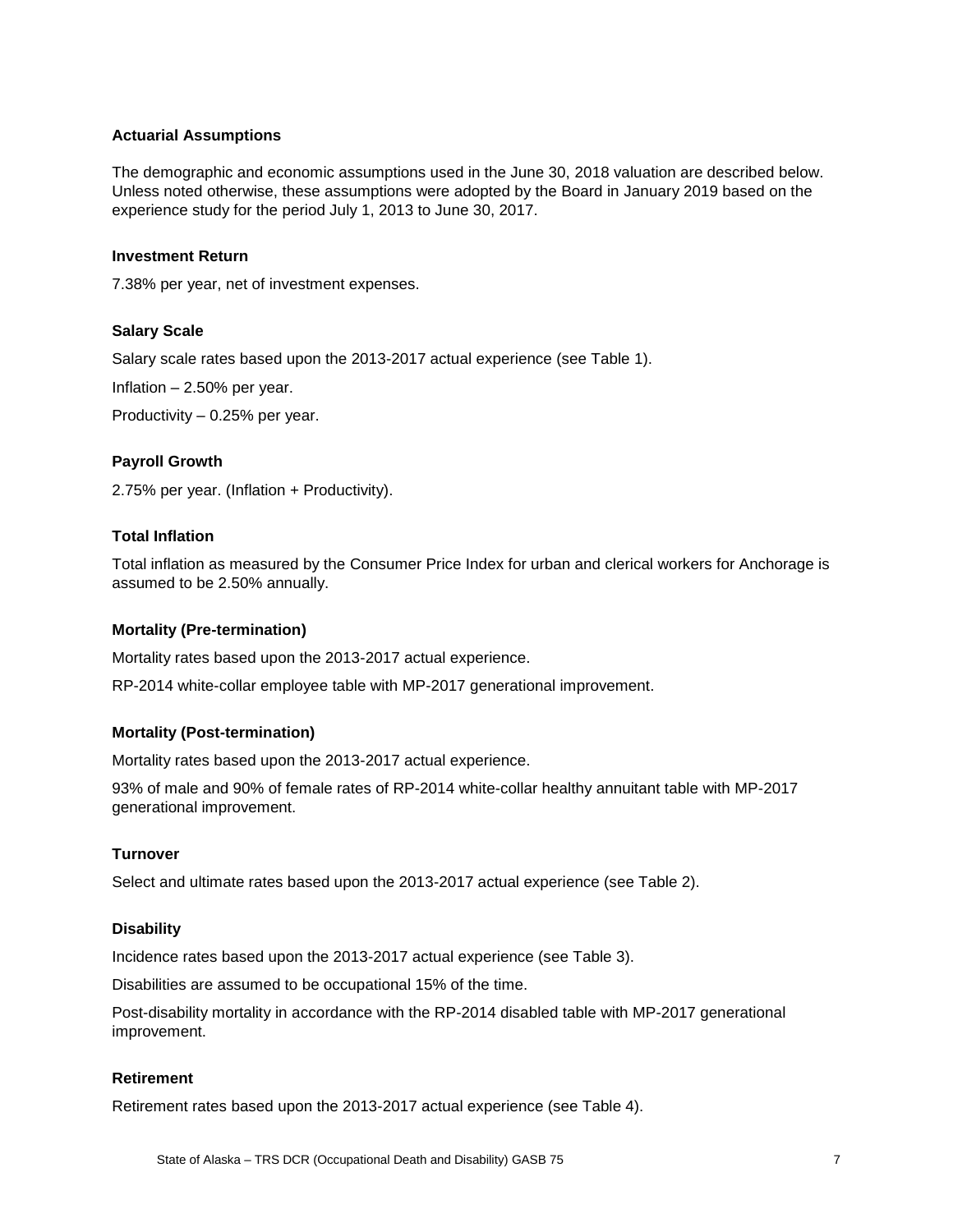## Actuarial Assumptions

The demographic and economic assumptions used in the June 30, 2018 valuation are described below. Unless noted otherwise, these assumptions were adopted by the Board in January 2019 based on the experience study for the period July 1, 2013 to June 30, 2017.

### Investment Return

7.38% per year, net of investment expenses.

### Salary Scale

Salary scale rates based upon the 2013-2017 actual experience (see Table 1).

Inflation – 2.50% per year.

Productivity – 0.25% per year.

### Payroll Growth

2.75% per year. (Inflation + Productivity).

### Total Inflation

Total inflation as measured by the Consumer Price Index for urban and clerical workers for Anchorage is assumed to be 2.50% annually.

### Mortality (Pre-termination)

Mortality rates based upon the 2013-2017 actual experience.

RP-2014 white-collar employee table with MP-2017 generational improvement.

### Mortality (Post-termination)

Mortality rates based upon the 2013-2017 actual experience.

93% of male and 90% of female rates of RP-2014 white-collar healthy annuitant table with MP-2017 generational improvement.

### Turnover

Select and ultimate rates based upon the 2013-2017 actual experience (see Table 2).

### Disability

Incidence rates based upon the 2013-2017 actual experience (see Table 3).

Disabilities are assumed to be occupational 15% of the time.

Post-disability mortality in accordance with the RP-2014 disabled table with MP-2017 generational improvement.

### Retirement

Retirement rates based upon the 2013-2017 actual experience (see Table 4).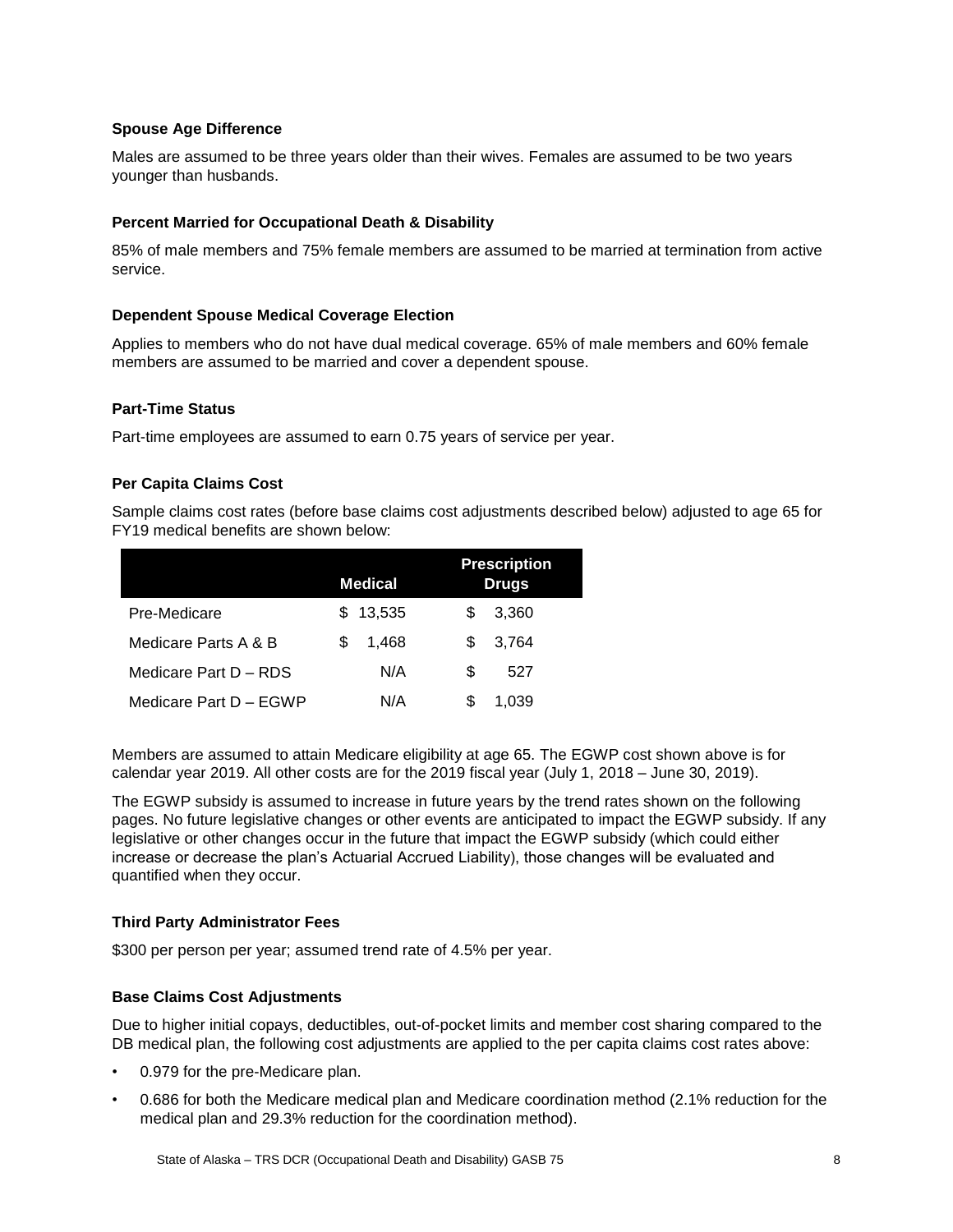### Spouse Age Difference

Males are assumed to be three years older than their wives. Females are assumed to be two years younger than husbands.

### Percent Married for Occupational Death & Disability

85% of male members and 75% female members are assumed to be married at termination from active service.

### Dependent Spouse Medical Coverage Election

Applies to members who do not have dual medical coverage. 65% of male members and 60% female members are assumed to be married and cover a dependent spouse.

### Part-Time Status

Part-time employees are assumed to earn 0.75 years of service per year.

### Per Capita Claims Cost

Sample claims cost rates (before base claims cost adjustments described below) adjusted to age 65 for FY19 medical benefits are shown below:

| | Medical | Prescription Drugs |
|---|---|---|
| Pre-Medicare | $ 13,535 | $ 3,360 |
| Medicare Parts A & B | $ 1,468 | $ 3,764 |
| Medicare Part D – RDS | N/A | $ 527 |
| Medicare Part D – EGWP | N/A | $ 1,039 |

Members are assumed to attain Medicare eligibility at age 65. The EGWP cost shown above is for calendar year 2019. All other costs are for the 2019 fiscal year (July 1, 2018 – June 30, 2019).

The EGWP subsidy is assumed to increase in future years by the trend rates shown on the following pages. No future legislative changes or other events are anticipated to impact the EGWP subsidy. If any legislative or other changes occur in the future that impact the EGWP subsidy (which could either increase or decrease the plan's Actuarial Accrued Liability), those changes will be evaluated and quantified when they occur.

### Third Party Administrator Fees

$300 per person per year; assumed trend rate of 4.5% per year.

### Base Claims Cost Adjustments

Due to higher initial copays, deductibles, out-of-pocket limits and member cost sharing compared to the DB medical plan, the following cost adjustments are applied to the per capita claims cost rates above:

- 0.979 for the pre-Medicare plan.
- 0.686 for both the Medicare medical plan and Medicare coordination method (2.1% reduction for the medical plan and 29.3% reduction for the coordination method).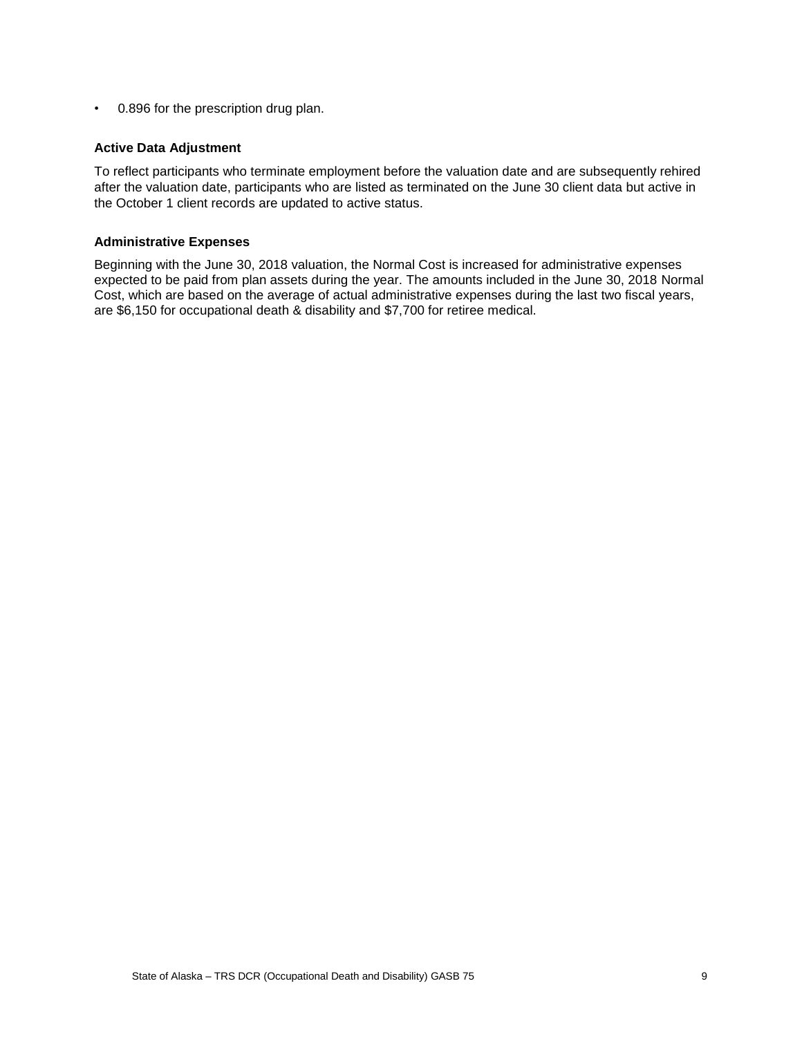- 0.896 for the prescription drug plan.

### Active Data Adjustment

To reflect participants who terminate employment before the valuation date and are subsequently rehired after the valuation date, participants who are listed as terminated on the June 30 client data but active in the October 1 client records are updated to active status.

### Administrative Expenses

Beginning with the June 30, 2018 valuation, the Normal Cost is increased for administrative expenses expected to be paid from plan assets during the year. The amounts included in the June 30, 2018 Normal Cost, which are based on the average of actual administrative expenses during the last two fiscal years, are $6,150 for occupational death & disability and $7,700 for retiree medical.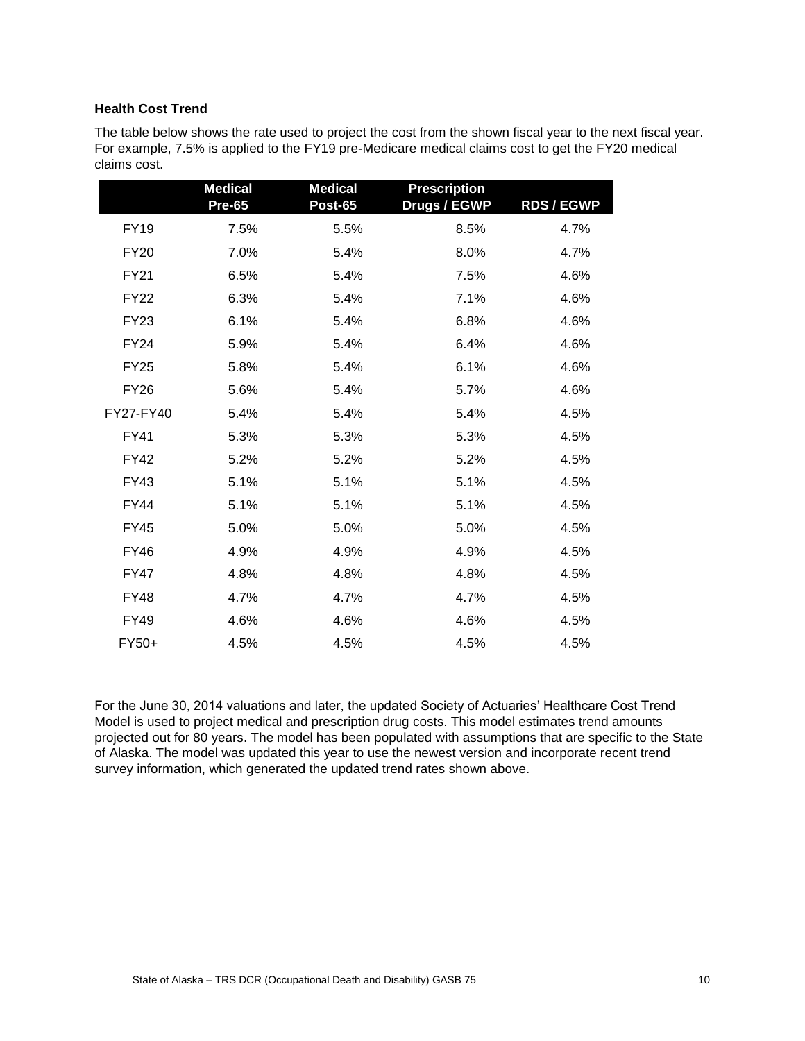**Health Cost Trend**

The table below shows the rate used to project the cost from the shown fiscal year to the next fiscal year. For example, 7.5% is applied to the FY19 pre-Medicare medical claims cost to get the FY20 medical claims cost.

| | Medical Pre-65 | Medical Post-65 | Prescription Drugs / EGWP | RDS / EGWP |
|---|---|---|---|---|
| FY19 | 7.5% | 5.5% | 8.5% | 4.7% |
| FY20 | 7.0% | 5.4% | 8.0% | 4.7% |
| FY21 | 6.5% | 5.4% | 7.5% | 4.6% |
| FY22 | 6.3% | 5.4% | 7.1% | 4.6% |
| FY23 | 6.1% | 5.4% | 6.8% | 4.6% |
| FY24 | 5.9% | 5.4% | 6.4% | 4.6% |
| FY25 | 5.8% | 5.4% | 6.1% | 4.6% |
| FY26 | 5.6% | 5.4% | 5.7% | 4.6% |
| FY27-FY40 | 5.4% | 5.4% | 5.4% | 4.5% |
| FY41 | 5.3% | 5.3% | 5.3% | 4.5% |
| FY42 | 5.2% | 5.2% | 5.2% | 4.5% |
| FY43 | 5.1% | 5.1% | 5.1% | 4.5% |
| FY44 | 5.1% | 5.1% | 5.1% | 4.5% |
| FY45 | 5.0% | 5.0% | 5.0% | 4.5% |
| FY46 | 4.9% | 4.9% | 4.9% | 4.5% |
| FY47 | 4.8% | 4.8% | 4.8% | 4.5% |
| FY48 | 4.7% | 4.7% | 4.7% | 4.5% |
| FY49 | 4.6% | 4.6% | 4.6% | 4.5% |
| FY50+ | 4.5% | 4.5% | 4.5% | 4.5% |

For the June 30, 2014 valuations and later, the updated Society of Actuaries' Healthcare Cost Trend Model is used to project medical and prescription drug costs. This model estimates trend amounts projected out for 80 years. The model has been populated with assumptions that are specific to the State of Alaska. The model was updated this year to use the newest version and incorporate recent trend survey information, which generated the updated trend rates shown above.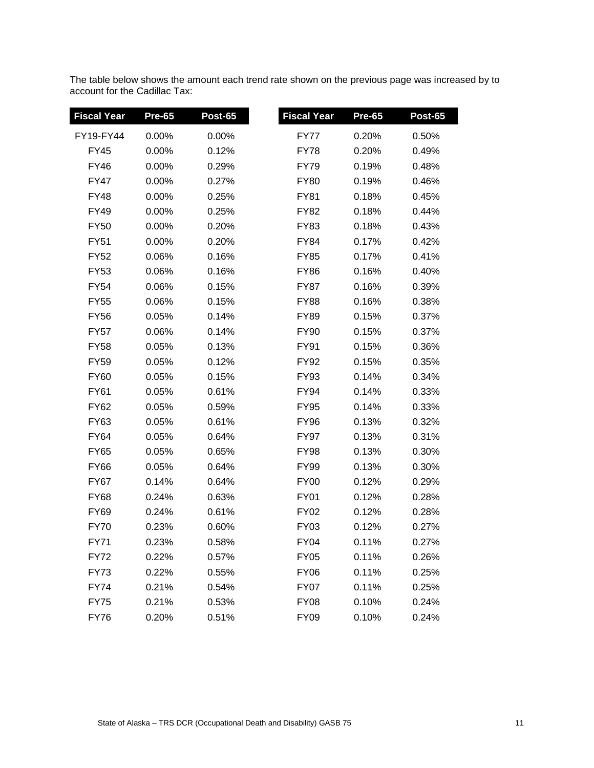The table below shows the amount each trend rate shown on the previous page was increased by to account for the Cadillac Tax:

| Fiscal Year | Pre-65 | Post-65 | Fiscal Year | Pre-65 | Post-65 |
|---|---|---|---|---|---|
| FY19-FY44 | 0.00% | 0.00% | FY77 | 0.20% | 0.50% |
| FY45 | 0.00% | 0.12% | FY78 | 0.20% | 0.49% |
| FY46 | 0.00% | 0.29% | FY79 | 0.19% | 0.48% |
| FY47 | 0.00% | 0.27% | FY80 | 0.19% | 0.46% |
| FY48 | 0.00% | 0.25% | FY81 | 0.18% | 0.45% |
| FY49 | 0.00% | 0.25% | FY82 | 0.18% | 0.44% |
| FY50 | 0.00% | 0.20% | FY83 | 0.18% | 0.43% |
| FY51 | 0.00% | 0.20% | FY84 | 0.17% | 0.42% |
| FY52 | 0.06% | 0.16% | FY85 | 0.17% | 0.41% |
| FY53 | 0.06% | 0.16% | FY86 | 0.16% | 0.40% |
| FY54 | 0.06% | 0.15% | FY87 | 0.16% | 0.39% |
| FY55 | 0.06% | 0.15% | FY88 | 0.16% | 0.38% |
| FY56 | 0.05% | 0.14% | FY89 | 0.15% | 0.37% |
| FY57 | 0.06% | 0.14% | FY90 | 0.15% | 0.37% |
| FY58 | 0.05% | 0.13% | FY91 | 0.15% | 0.36% |
| FY59 | 0.05% | 0.12% | FY92 | 0.15% | 0.35% |
| FY60 | 0.05% | 0.15% | FY93 | 0.14% | 0.34% |
| FY61 | 0.05% | 0.61% | FY94 | 0.14% | 0.33% |
| FY62 | 0.05% | 0.59% | FY95 | 0.14% | 0.33% |
| FY63 | 0.05% | 0.61% | FY96 | 0.13% | 0.32% |
| FY64 | 0.05% | 0.64% | FY97 | 0.13% | 0.31% |
| FY65 | 0.05% | 0.65% | FY98 | 0.13% | 0.30% |
| FY66 | 0.05% | 0.64% | FY99 | 0.13% | 0.30% |
| FY67 | 0.14% | 0.64% | FY00 | 0.12% | 0.29% |
| FY68 | 0.24% | 0.63% | FY01 | 0.12% | 0.28% |
| FY69 | 0.24% | 0.61% | FY02 | 0.12% | 0.28% |
| FY70 | 0.23% | 0.60% | FY03 | 0.12% | 0.27% |
| FY71 | 0.23% | 0.58% | FY04 | 0.11% | 0.27% |
| FY72 | 0.22% | 0.57% | FY05 | 0.11% | 0.26% |
| FY73 | 0.22% | 0.55% | FY06 | 0.11% | 0.25% |
| FY74 | 0.21% | 0.54% | FY07 | 0.11% | 0.25% |
| FY75 | 0.21% | 0.53% | FY08 | 0.10% | 0.24% |
| FY76 | 0.20% | 0.51% | FY09 | 0.10% | 0.24% |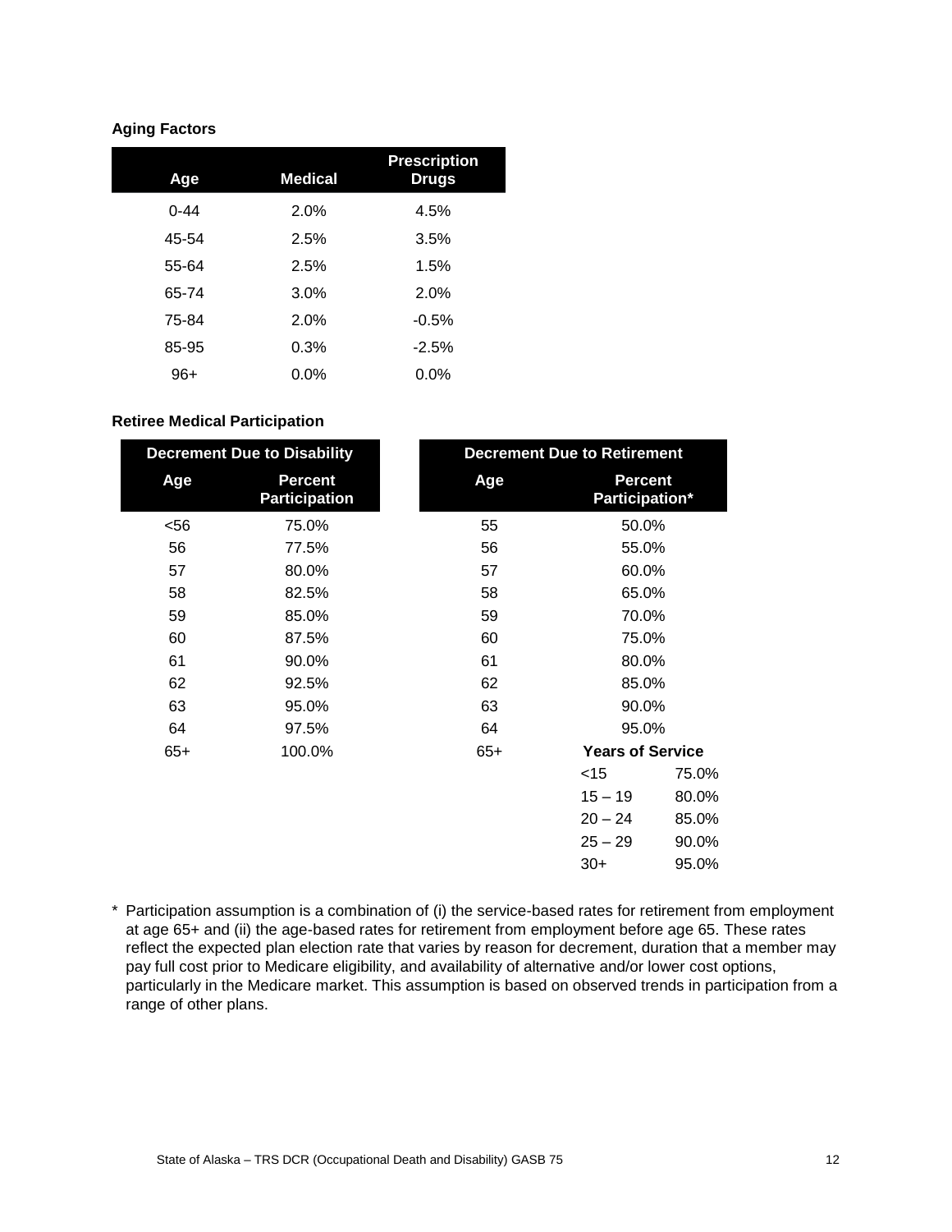**Aging Factors**

| Age | Medical | Prescription Drugs |
|---|---|---|
| 0-44 | 2.0% | 4.5% |
| 45-54 | 2.5% | 3.5% |
| 55-64 | 2.5% | 1.5% |
| 65-74 | 3.0% | 2.0% |
| 75-84 | 2.0% | -0.5% |
| 85-95 | 0.3% | -2.5% |
| 96+ | 0.0% | 0.0% |

**Retiree Medical Participation**

| Decrement Due to Disability | |
|---|---|
| **Age** | **Percent Participation** |
| <56 | 75.0% |
| 56 | 77.5% |
| 57 | 80.0% |
| 58 | 82.5% |
| 59 | 85.0% |
| 60 | 87.5% |
| 61 | 90.0% |
| 62 | 92.5% |
| 63 | 95.0% |
| 64 | 97.5% |
| 65+ | 100.0% |

| Decrement Due to Retirement | | |
|---|---|---|
| **Age** | **Percent Participation*** | |
| 55 | 50.0% | |
| 56 | 55.0% | |
| 57 | 60.0% | |
| 58 | 65.0% | |
| 59 | 70.0% | |
| 60 | 75.0% | |
| 61 | 80.0% | |
| 62 | 85.0% | |
| 63 | 90.0% | |
| 64 | 95.0% | |
| 65+ | **Years of Service** | |
| | <15 | 75.0% |
| | 15 – 19 | 80.0% |
| | 20 – 24 | 85.0% |
| | 25 – 29 | 90.0% |
| | 30+ | 95.0% |

* Participation assumption is a combination of (i) the service-based rates for retirement from employment at age 65+ and (ii) the age-based rates for retirement from employment before age 65. These rates reflect the expected plan election rate that varies by reason for decrement, duration that a member may pay full cost prior to Medicare eligibility, and availability of alternative and/or lower cost options, particularly in the Medicare market. This assumption is based on observed trends in participation from a range of other plans.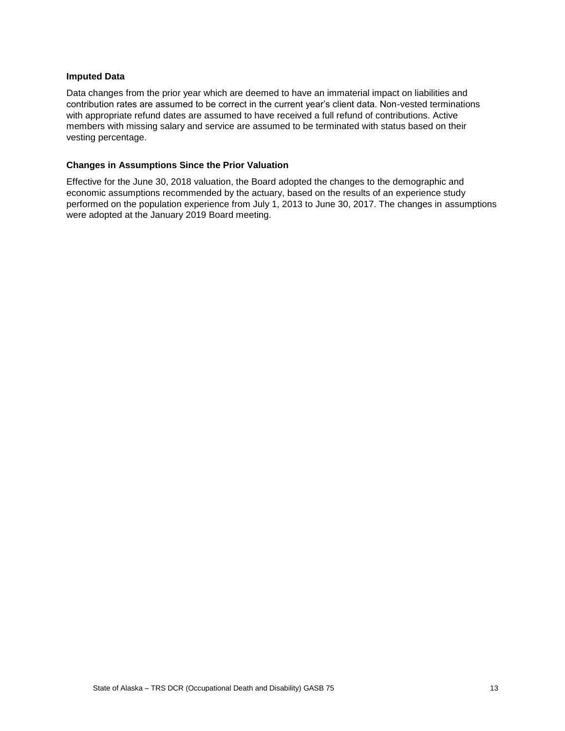### Imputed Data

Data changes from the prior year which are deemed to have an immaterial impact on liabilities and contribution rates are assumed to be correct in the current year's client data. Non-vested terminations with appropriate refund dates are assumed to have received a full refund of contributions. Active members with missing salary and service are assumed to be terminated with status based on their vesting percentage.

### Changes in Assumptions Since the Prior Valuation

Effective for the June 30, 2018 valuation, the Board adopted the changes to the demographic and economic assumptions recommended by the actuary, based on the results of an experience study performed on the population experience from July 1, 2013 to June 30, 2017. The changes in assumptions were adopted at the January 2019 Board meeting.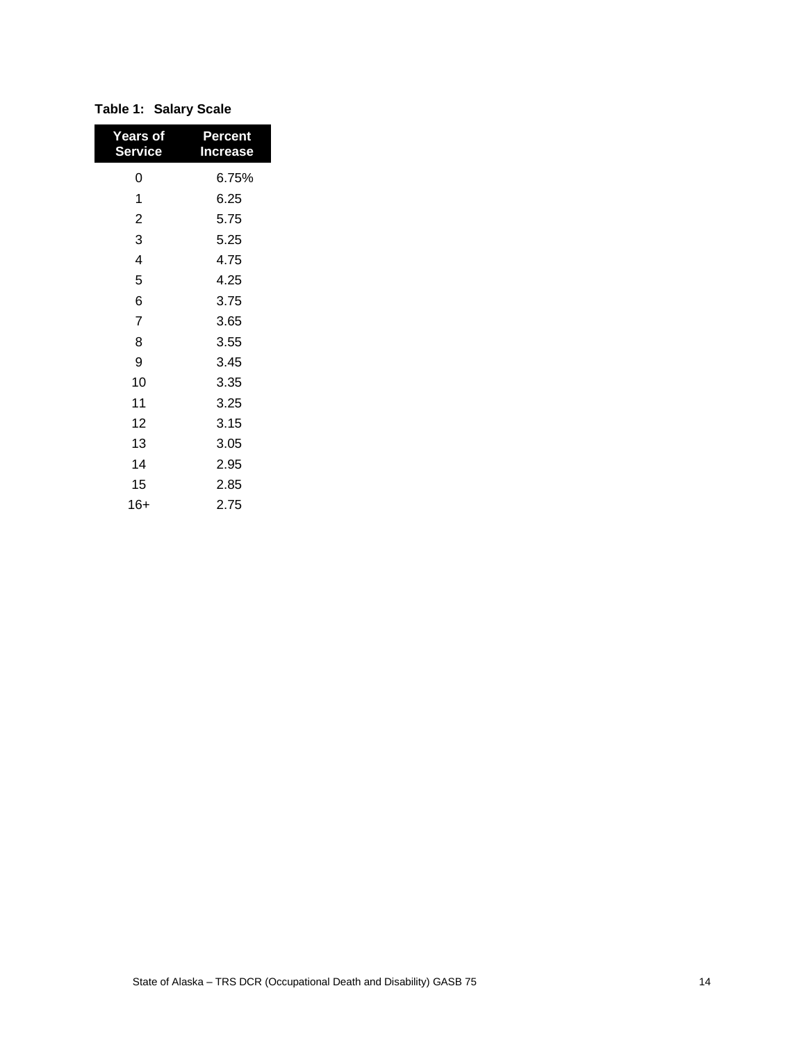**Table 1: Salary Scale**

| Years of Service | Percent Increase |
|---|---|
| 0 | 6.75% |
| 1 | 6.25 |
| 2 | 5.75 |
| 3 | 5.25 |
| 4 | 4.75 |
| 5 | 4.25 |
| 6 | 3.75 |
| 7 | 3.65 |
| 8 | 3.55 |
| 9 | 3.45 |
| 10 | 3.35 |
| 11 | 3.25 |
| 12 | 3.15 |
| 13 | 3.05 |
| 14 | 2.95 |
| 15 | 2.85 |
| 16+ | 2.75 |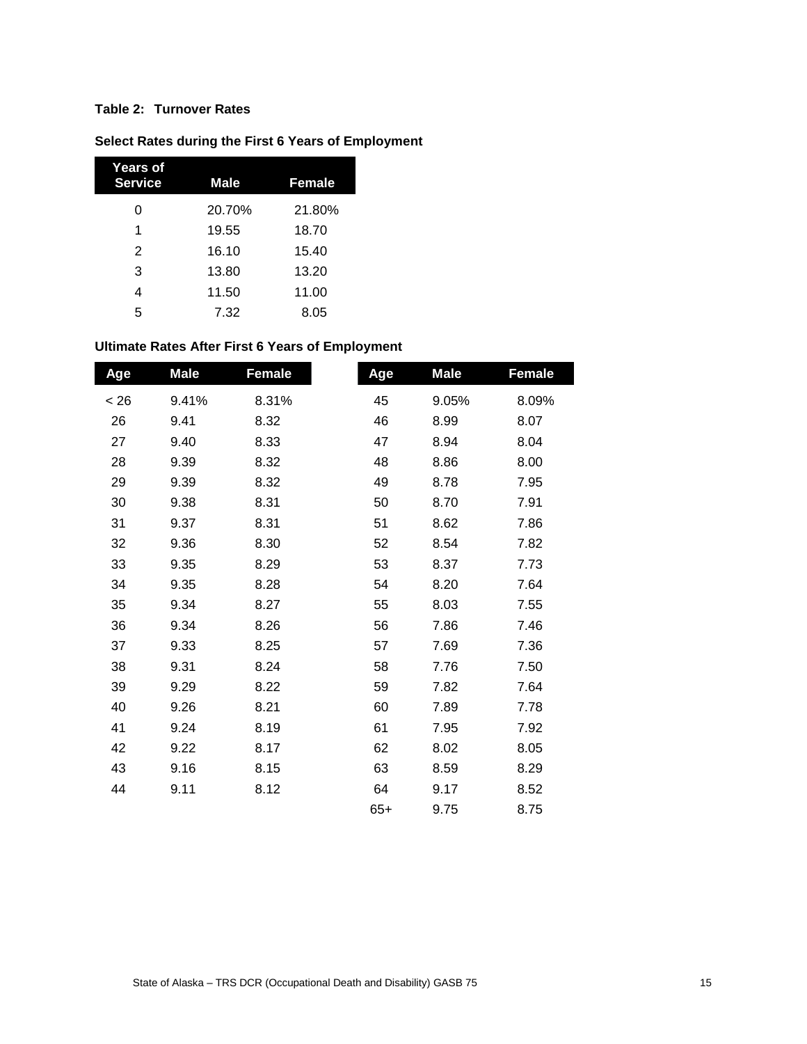**Table 2: Turnover Rates**

**Select Rates during the First 6 Years of Employment**

| Years of Service | Male | Female |
|---|---|---|
| 0 | 20.70% | 21.80% |
| 1 | 19.55 | 18.70 |
| 2 | 16.10 | 15.40 |
| 3 | 13.80 | 13.20 |
| 4 | 11.50 | 11.00 |
| 5 | 7.32 | 8.05 |

**Ultimate Rates After First 6 Years of Employment**

| Age | Male | Female |
|---|---|---|
| < 26 | 9.41% | 8.31% |
| 26 | 9.41 | 8.32 |
| 27 | 9.40 | 8.33 |
| 28 | 9.39 | 8.32 |
| 29 | 9.39 | 8.32 |
| 30 | 9.38 | 8.31 |
| 31 | 9.37 | 8.31 |
| 32 | 9.36 | 8.30 |
| 33 | 9.35 | 8.29 |
| 34 | 9.35 | 8.28 |
| 35 | 9.34 | 8.27 |
| 36 | 9.34 | 8.26 |
| 37 | 9.33 | 8.25 |
| 38 | 9.31 | 8.24 |
| 39 | 9.29 | 8.22 |
| 40 | 9.26 | 8.21 |
| 41 | 9.24 | 8.19 |
| 42 | 9.22 | 8.17 |
| 43 | 9.16 | 8.15 |
| 44 | 9.11 | 8.12 |
| 45 | 9.05% | 8.09% |
| 46 | 8.99 | 8.07 |
| 47 | 8.94 | 8.04 |
| 48 | 8.86 | 8.00 |
| 49 | 8.78 | 7.95 |
| 50 | 8.70 | 7.91 |
| 51 | 8.62 | 7.86 |
| 52 | 8.54 | 7.82 |
| 53 | 8.37 | 7.73 |
| 54 | 8.20 | 7.64 |
| 55 | 8.03 | 7.55 |
| 56 | 7.86 | 7.46 |
| 57 | 7.69 | 7.36 |
| 58 | 7.76 | 7.50 |
| 59 | 7.82 | 7.64 |
| 60 | 7.89 | 7.78 |
| 61 | 7.95 | 7.92 |
| 62 | 8.02 | 8.05 |
| 63 | 8.59 | 8.29 |
| 64 | 9.17 | 8.52 |
| 65+ | 9.75 | 8.75 |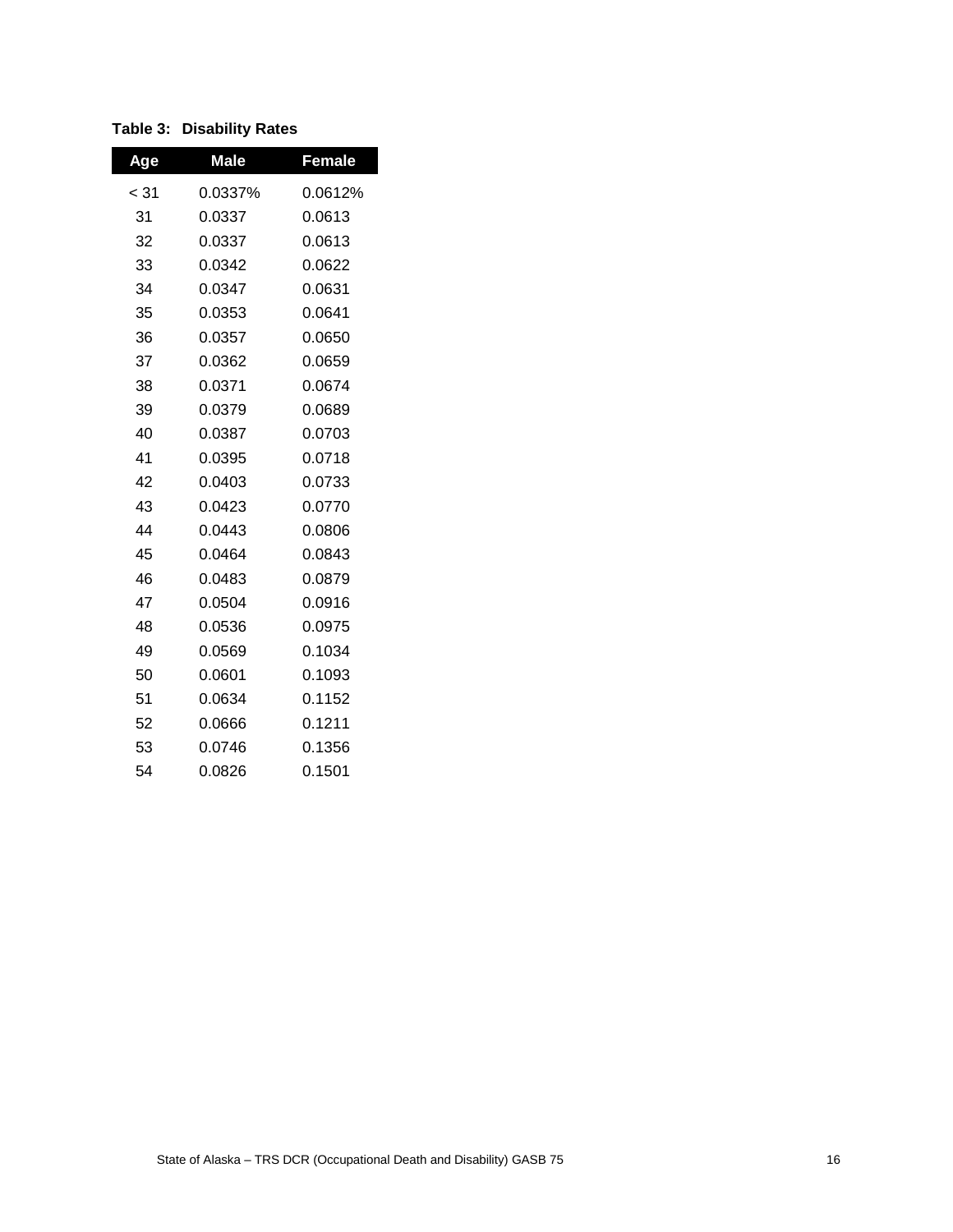**Table 3: Disability Rates**

| Age | Male | Female |
|---|---|---|
| < 31 | 0.0337% | 0.0612% |
| 31 | 0.0337 | 0.0613 |
| 32 | 0.0337 | 0.0613 |
| 33 | 0.0342 | 0.0622 |
| 34 | 0.0347 | 0.0631 |
| 35 | 0.0353 | 0.0641 |
| 36 | 0.0357 | 0.0650 |
| 37 | 0.0362 | 0.0659 |
| 38 | 0.0371 | 0.0674 |
| 39 | 0.0379 | 0.0689 |
| 40 | 0.0387 | 0.0703 |
| 41 | 0.0395 | 0.0718 |
| 42 | 0.0403 | 0.0733 |
| 43 | 0.0423 | 0.0770 |
| 44 | 0.0443 | 0.0806 |
| 45 | 0.0464 | 0.0843 |
| 46 | 0.0483 | 0.0879 |
| 47 | 0.0504 | 0.0916 |
| 48 | 0.0536 | 0.0975 |
| 49 | 0.0569 | 0.1034 |
| 50 | 0.0601 | 0.1093 |
| 51 | 0.0634 | 0.1152 |
| 52 | 0.0666 | 0.1211 |
| 53 | 0.0746 | 0.1356 |
| 54 | 0.0826 | 0.1501 |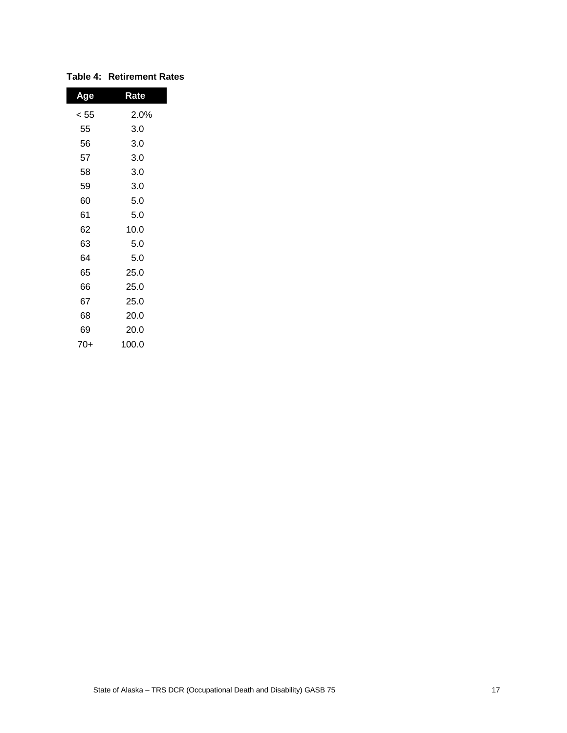**Table 4: Retirement Rates**

| Age | Rate |
|---|---|
| < 55 | 2.0% |
| 55 | 3.0 |
| 56 | 3.0 |
| 57 | 3.0 |
| 58 | 3.0 |
| 59 | 3.0 |
| 60 | 5.0 |
| 61 | 5.0 |
| 62 | 10.0 |
| 63 | 5.0 |
| 64 | 5.0 |
| 65 | 25.0 |
| 66 | 25.0 |
| 67 | 25.0 |
| 68 | 20.0 |
| 69 | 20.0 |
| 70+ | 100.0 |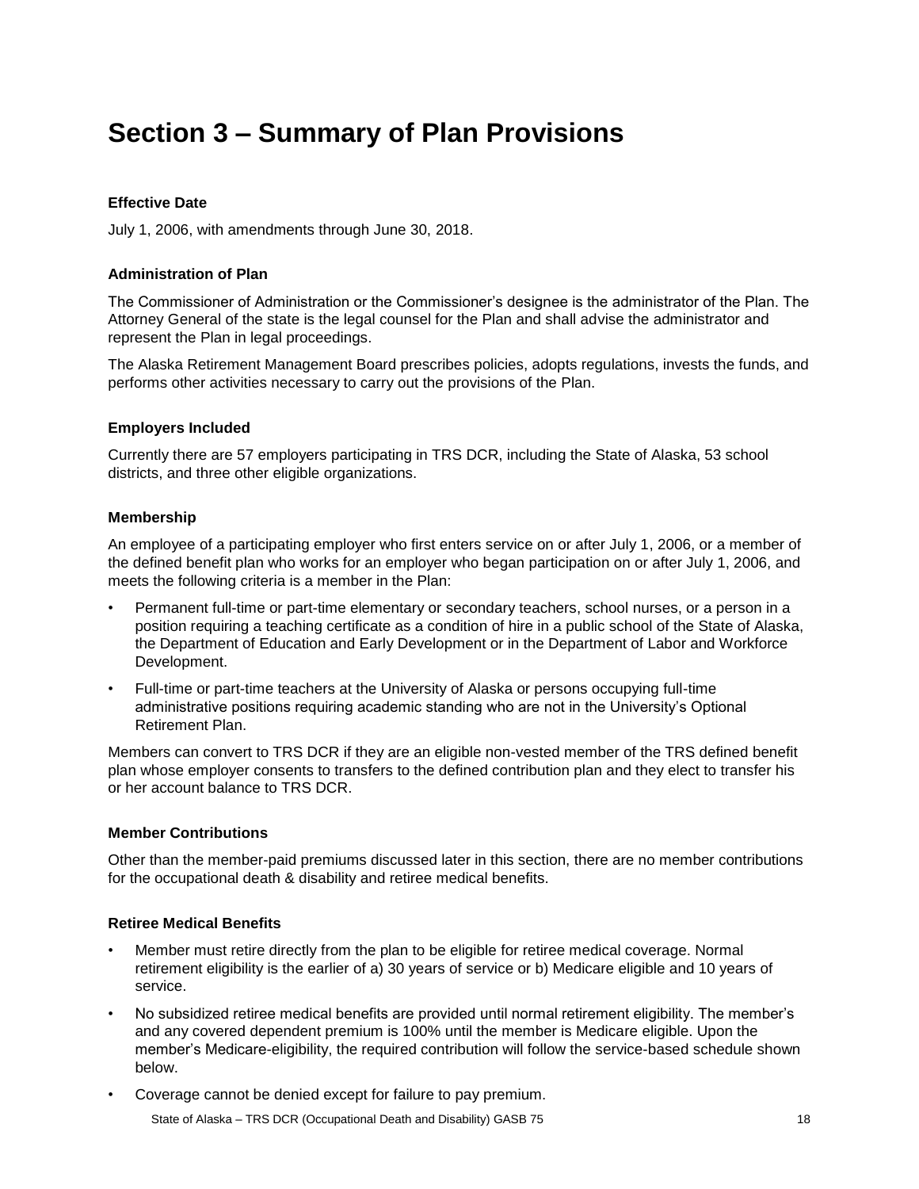# Section 3 – Summary of Plan Provisions

### Effective Date

July 1, 2006, with amendments through June 30, 2018.

### Administration of Plan

The Commissioner of Administration or the Commissioner's designee is the administrator of the Plan. The Attorney General of the state is the legal counsel for the Plan and shall advise the administrator and represent the Plan in legal proceedings.

The Alaska Retirement Management Board prescribes policies, adopts regulations, invests the funds, and performs other activities necessary to carry out the provisions of the Plan.

### Employers Included

Currently there are 57 employers participating in TRS DCR, including the State of Alaska, 53 school districts, and three other eligible organizations.

### Membership

An employee of a participating employer who first enters service on or after July 1, 2006, or a member of the defined benefit plan who works for an employer who began participation on or after July 1, 2006, and meets the following criteria is a member in the Plan:

- Permanent full-time or part-time elementary or secondary teachers, school nurses, or a person in a position requiring a teaching certificate as a condition of hire in a public school of the State of Alaska, the Department of Education and Early Development or in the Department of Labor and Workforce Development.
- Full-time or part-time teachers at the University of Alaska or persons occupying full-time administrative positions requiring academic standing who are not in the University's Optional Retirement Plan.

Members can convert to TRS DCR if they are an eligible non-vested member of the TRS defined benefit plan whose employer consents to transfers to the defined contribution plan and they elect to transfer his or her account balance to TRS DCR.

### Member Contributions

Other than the member-paid premiums discussed later in this section, there are no member contributions for the occupational death & disability and retiree medical benefits.

### Retiree Medical Benefits

- Member must retire directly from the plan to be eligible for retiree medical coverage. Normal retirement eligibility is the earlier of a) 30 years of service or b) Medicare eligible and 10 years of service.
- No subsidized retiree medical benefits are provided until normal retirement eligibility. The member's and any covered dependent premium is 100% until the member is Medicare eligible. Upon the member's Medicare-eligibility, the required contribution will follow the service-based schedule shown below.
- Coverage cannot be denied except for failure to pay premium.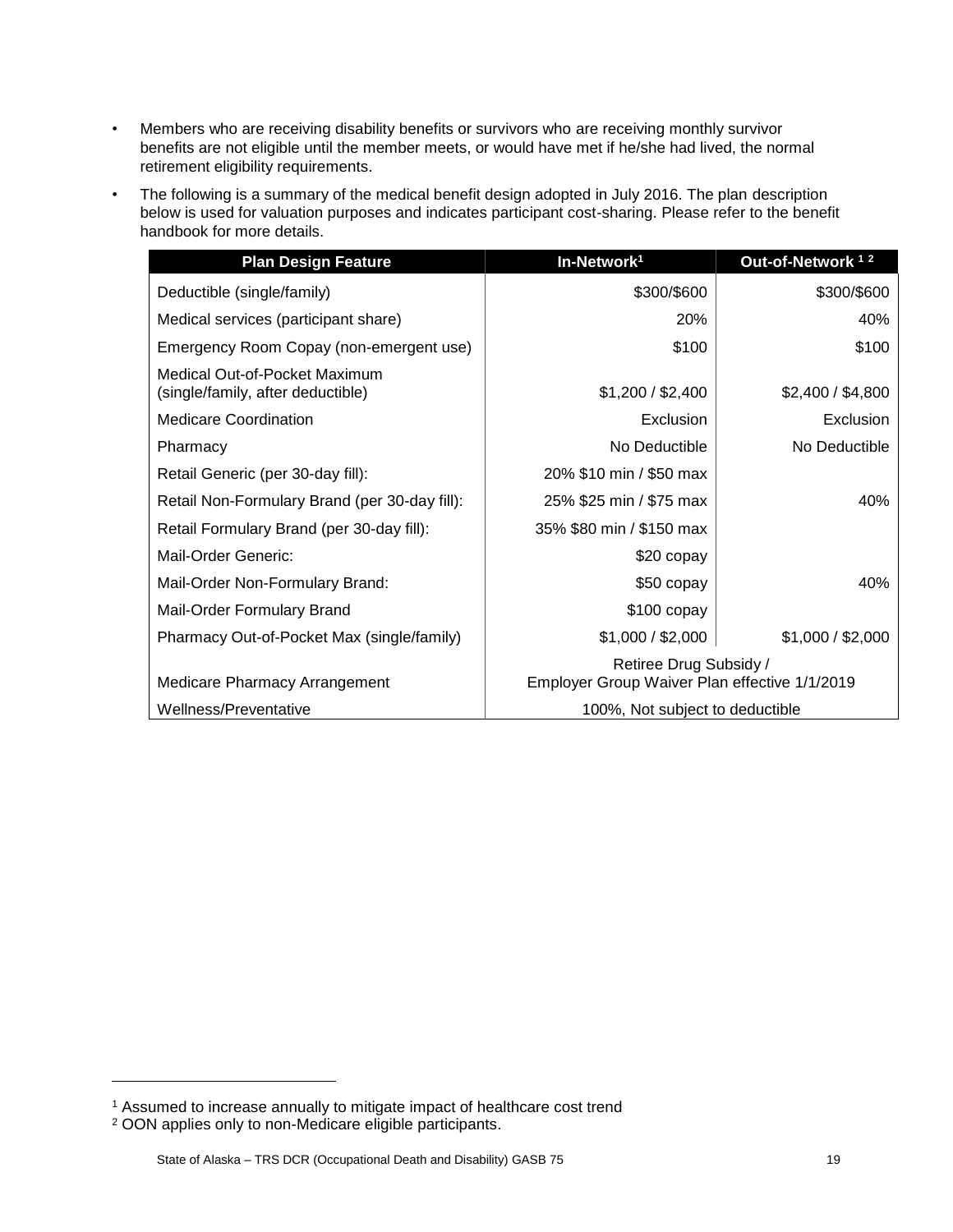- Members who are receiving disability benefits or survivors who are receiving monthly survivor benefits are not eligible until the member meets, or would have met if he/she had lived, the normal retirement eligibility requirements.
- The following is a summary of the medical benefit design adopted in July 2016. The plan description below is used for valuation purposes and indicates participant cost-sharing. Please refer to the benefit handbook for more details.

| Plan Design Feature | In-Network[1] | Out-of-Network [1 2] |
|---|---|---|
| Deductible (single/family) | $300/$600 | $300/$600 |
| Medical services (participant share) | 20% | 40% |
| Emergency Room Copay (non-emergent use) | $100 | $100 |
| Medical Out-of-Pocket Maximum (single/family, after deductible) | $1,200 / $2,400 | $2,400 / $4,800 |
| Medicare Coordination | Exclusion | Exclusion |
| Pharmacy | No Deductible | No Deductible |
| Retail Generic (per 30-day fill): | 20% $10 min / $50 max | |
| Retail Non-Formulary Brand (per 30-day fill): | 25% $25 min / $75 max | 40% |
| Retail Formulary Brand (per 30-day fill): | 35% $80 min / $150 max | |
| Mail-Order Generic: | $20 copay | |
| Mail-Order Non-Formulary Brand: | $50 copay | 40% |
| Mail-Order Formulary Brand | $100 copay | |
| Pharmacy Out-of-Pocket Max (single/family) | $1,000 / $2,000 | $1,000 / $2,000 |
| Medicare Pharmacy Arrangement | Retiree Drug Subsidy / Employer Group Waiver Plan effective 1/1/2019 | |
| Wellness/Preventative | 100%, Not subject to deductible | |

[1] Assumed to increase annually to mitigate impact of healthcare cost trend

[2] OON applies only to non-Medicare eligible participants.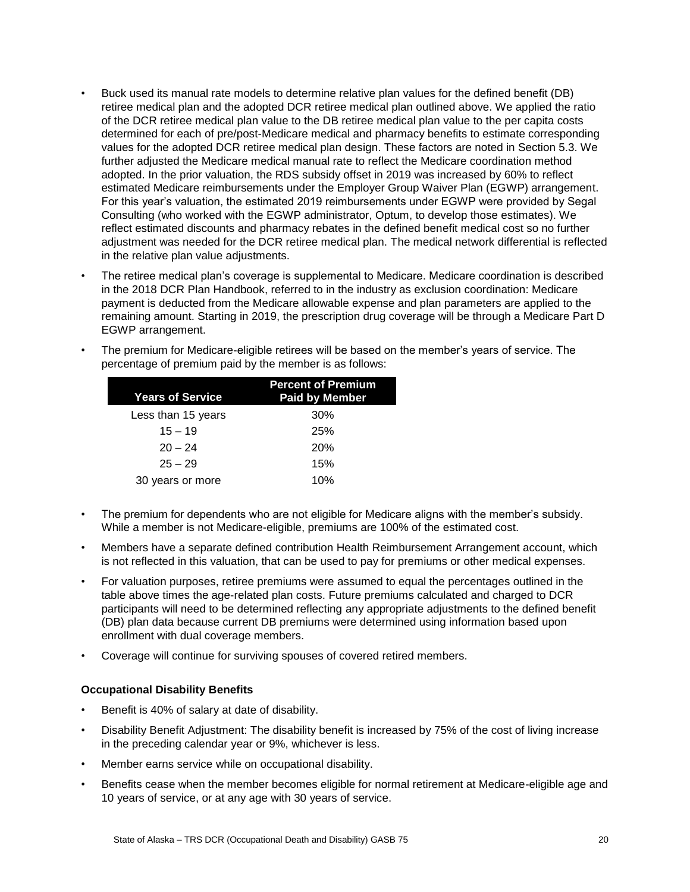- Buck used its manual rate models to determine relative plan values for the defined benefit (DB) retiree medical plan and the adopted DCR retiree medical plan outlined above. We applied the ratio of the DCR retiree medical plan value to the DB retiree medical plan value to the per capita costs determined for each of pre/post-Medicare medical and pharmacy benefits to estimate corresponding values for the adopted DCR retiree medical plan design. These factors are noted in Section 5.3. We further adjusted the Medicare medical manual rate to reflect the Medicare coordination method adopted. In the prior valuation, the RDS subsidy offset in 2019 was increased by 60% to reflect estimated Medicare reimbursements under the Employer Group Waiver Plan (EGWP) arrangement. For this year's valuation, the estimated 2019 reimbursements under EGWP were provided by Segal Consulting (who worked with the EGWP administrator, Optum, to develop those estimates). We reflect estimated discounts and pharmacy rebates in the defined benefit medical cost so no further adjustment was needed for the DCR retiree medical plan. The medical network differential is reflected in the relative plan value adjustments.
- The retiree medical plan's coverage is supplemental to Medicare. Medicare coordination is described in the 2018 DCR Plan Handbook, referred to in the industry as exclusion coordination: Medicare payment is deducted from the Medicare allowable expense and plan parameters are applied to the remaining amount. Starting in 2019, the prescription drug coverage will be through a Medicare Part D EGWP arrangement.
- The premium for Medicare-eligible retirees will be based on the member's years of service. The percentage of premium paid by the member is as follows:

| Years of Service | Percent of Premium Paid by Member |
|---|---|
| Less than 15 years | 30% |
| 15 – 19 | 25% |
| 20 – 24 | 20% |
| 25 – 29 | 15% |
| 30 years or more | 10% |

- The premium for dependents who are not eligible for Medicare aligns with the member's subsidy. While a member is not Medicare-eligible, premiums are 100% of the estimated cost.
- Members have a separate defined contribution Health Reimbursement Arrangement account, which is not reflected in this valuation, that can be used to pay for premiums or other medical expenses.
- For valuation purposes, retiree premiums were assumed to equal the percentages outlined in the table above times the age-related plan costs. Future premiums calculated and charged to DCR participants will need to be determined reflecting any appropriate adjustments to the defined benefit (DB) plan data because current DB premiums were determined using information based upon enrollment with dual coverage members.
- Coverage will continue for surviving spouses of covered retired members.

**Occupational Disability Benefits**

- Benefit is 40% of salary at date of disability.
- Disability Benefit Adjustment: The disability benefit is increased by 75% of the cost of living increase in the preceding calendar year or 9%, whichever is less.
- Member earns service while on occupational disability.
- Benefits cease when the member becomes eligible for normal retirement at Medicare-eligible age and 10 years of service, or at any age with 30 years of service.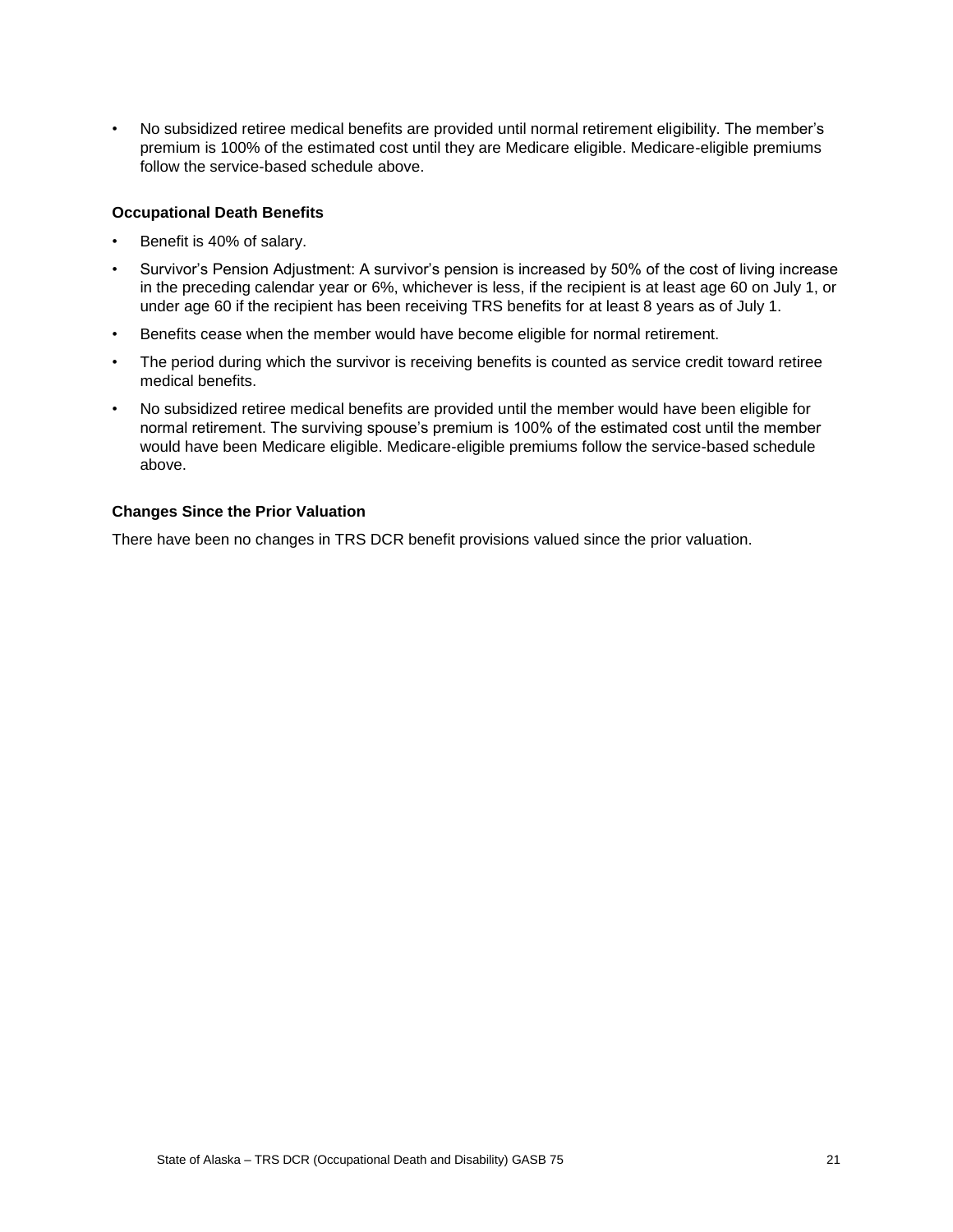- No subsidized retiree medical benefits are provided until normal retirement eligibility. The member's premium is 100% of the estimated cost until they are Medicare eligible. Medicare-eligible premiums follow the service-based schedule above.

**Occupational Death Benefits**

- Benefit is 40% of salary.
- Survivor's Pension Adjustment: A survivor's pension is increased by 50% of the cost of living increase in the preceding calendar year or 6%, whichever is less, if the recipient is at least age 60 on July 1, or under age 60 if the recipient has been receiving TRS benefits for at least 8 years as of July 1.
- Benefits cease when the member would have become eligible for normal retirement.
- The period during which the survivor is receiving benefits is counted as service credit toward retiree medical benefits.
- No subsidized retiree medical benefits are provided until the member would have been eligible for normal retirement. The surviving spouse's premium is 100% of the estimated cost until the member would have been Medicare eligible. Medicare-eligible premiums follow the service-based schedule above.

**Changes Since the Prior Valuation**

There have been no changes in TRS DCR benefit provisions valued since the prior valuation.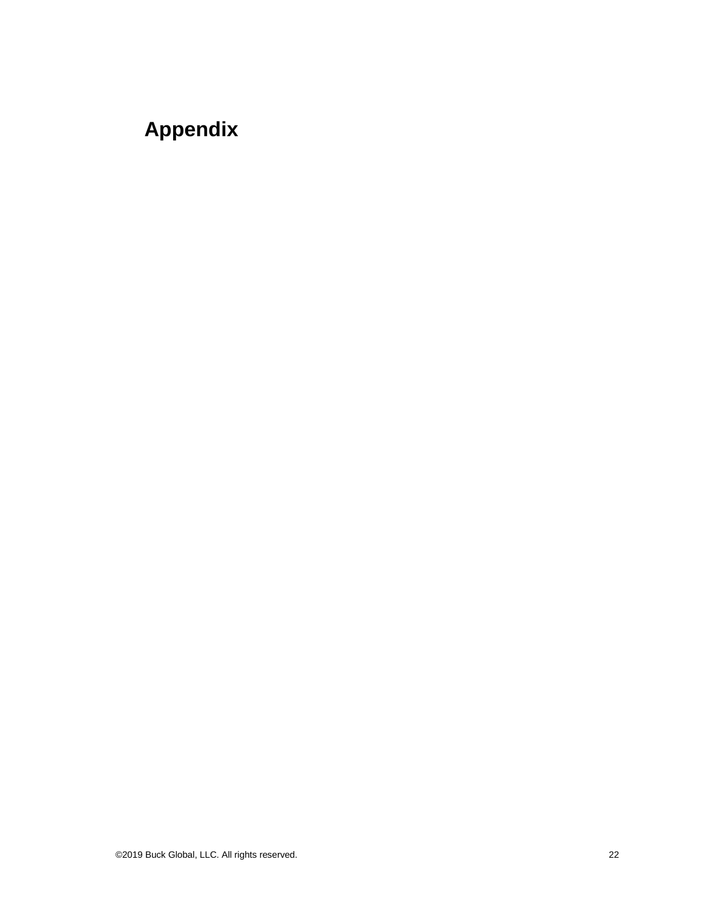# Appendix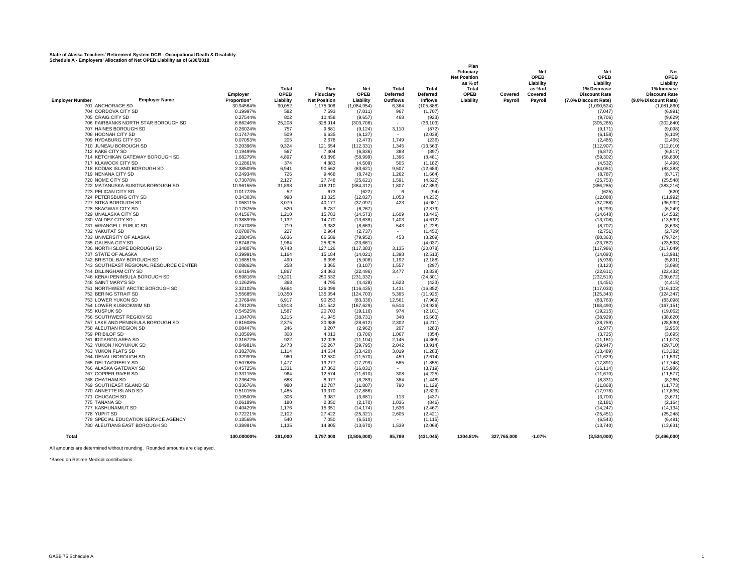**State of Alaska Teachers' Retirement System DCR - Occupational Death & Disability**
**Schedule A - Employers' Allocation of Net OPEB Liability as of 6/30/2018**

| Employer Number | Employer Name | Employer Proportion* | Total OPEB Liability | Plan Fiduciary Net Position | Net OPEB Liability | Total Deferred Outflows | Total Deferred Inflows | Plan Fiduciary Net Position as % of Total OPEB Liability | Covered Payroll | Net OPEB Liability as % of Covered Payroll | Net OPEB Liability 1% Decrease Discount Rate (7.0% Discount Rate) | Net OPEB Liability 1% Increase Discount Rate (9.0% Discount Rate) |
|---|---|---|---|---|---|---|---|---|---|---|---|---|
| 701 | ANCHORAGE SD | 30.94564% | 90,052 | 1,175,006 | (1,084,954) | 6,364 | (105,888) | | | | (1,090,524) | (1,081,860) |
| 704 | CORDOVA CITY SD | 0.19997% | 582 | 7,593 | (7,011) | 967 | (1,707) | | | | (7,047) | (6,991) |
| 705 | CRAIG CITY SD | 0.27544% | 802 | 10,458 | (9,657) | 468 | (923) | | | | (9,706) | (9,629) |
| 706 | FAIRBANKS NORTH STAR BOROUGH SD | 8.66246% | 25,208 | 328,914 | (303,706) | - | (36,103) | | | | (305,265) | (302,840) |
| 707 | HAINES BOROUGH SD | 0.26024% | 757 | 9,881 | (9,124) | 3,110 | (872) | | | | (9,171) | (9,098) |
| 708 | HOONAH CITY SD | 0.17474% | 509 | 6,635 | (6,127) | - | (2,038) | | | | (6,158) | (6,109) |
| 709 | HYDABURG CITY SD | 0.07053% | 205 | 2,678 | (2,473) | 1,749 | (236) | | | | (2,485) | (2,466) |
| 710 | JUNEAU BOROUGH SD | 3.20396% | 9,324 | 121,654 | (112,331) | 1,345 | (13,563) | | | | (112,907) | (112,010) |
| 712 | KAKE CITY SD | 0.19499% | 567 | 7,404 | (6,836) | 388 | (897) | | | | (6,872) | (6,817) |
| 714 | KETCHIKAN GATEWAY BOROUGH SD | 1.68279% | 4,897 | 63,896 | (58,999) | 1,396 | (8,481) | | | | (59,302) | (58,830) |
| 717 | KLAWOCK CITY SD | 0.12861% | 374 | 4,883 | (4,509) | 505 | (1,182) | | | | (4,532) | (4,496) |
| 718 | KODIAK ISLAND BOROUGH SD | 2.38509% | 6,941 | 90,562 | (83,621) | 9,507 | (12,689) | | | | (84,051) | (83,383) |
| 719 | NENANA CITY SD | 0.24934% | 726 | 9,468 | (8,742) | 1,262 | (1,664) | | | | (8,787) | (8,717) |
| 720 | NOME CITY SD | 0.73078% | 2,127 | 27,748 | (25,621) | 1,591 | (4,522) | | | | (25,753) | (25,548) |
| 722 | MATANUSKA-SUSITNA BOROUGH SD | 10.96155% | 31,898 | 416,210 | (384,312) | 1,807 | (47,853) | | | | (386,285) | (383,216) |
| 723 | PELICAN CITY SD | 0.01773% | 52 | 673 | (622) | 6 | (94) | | | | (625) | (620) |
| 724 | PETERSBURG CITY SD | 0.34303% | 998 | 13,025 | (12,027) | 1,053 | (4,232) | | | | (12,088) | (11,992) |
| 727 | SITKA BOROUGH SD | 1.05811% | 3,079 | 40,177 | (37,097) | 423 | (4,081) | | | | (37,288) | (36,992) |
| 728 | SKAGWAY CITY SD | 0.17875% | 520 | 6,787 | (6,267) | - | (2,379) | | | | (6,299) | (6,249) |
| 729 | UNALASKA CITY SD | 0.41567% | 1,210 | 15,783 | (14,573) | 1,609 | (3,446) | | | | (14,648) | (14,532) |
| 730 | VALDEZ CITY SD | 0.38899% | 1,132 | 14,770 | (13,638) | 1,403 | (4,612) | | | | (13,708) | (13,599) |
| 731 | WRANGELL PUBLIC SD | 0.24708% | 719 | 9,382 | (8,663) | 543 | (1,228) | | | | (8,707) | (8,638) |
| 732 | YAKUTAT SD | 0.07807% | 227 | 2,964 | (2,737) | - | (1,450) | | | | (2,751) | (2,729) |
| 733 | UNIVERSITY OF ALASKA | 2.28045% | 6,636 | 86,589 | (79,952) | 453 | (8,209) | | | | (80,363) | (79,724) |
| 735 | GALENA CITY SD | 0.67487% | 1,964 | 25,625 | (23,661) | - | (4,037) | | | | (23,782) | (23,593) |
| 736 | NORTH SLOPE BOROUGH SD | 3.34807% | 9,743 | 127,126 | (117,383) | 3,135 | (20,078) | | | | (117,986) | (117,049) |
| 737 | STATE OF ALASKA | 0.39991% | 1,164 | 15,184 | (14,021) | 1,398 | (2,513) | | | | (14,093) | (13,981) |
| 742 | BRISTOL BAY BOROUGH SD | 0.16851% | 490 | 6,398 | (5,908) | 1,192 | (2,188) | | | | (5,938) | (5,891) |
| 743 | SOUTHEAST REGIONAL RESOURCE CENTER | 0.08862% | 258 | 3,365 | (3,107) | 1,557 | (297) | | | | (3,123) | (3,098) |
| 744 | DILLINGHAM CITY SD | 0.64164% | 1,867 | 24,363 | (22,496) | 3,477 | (3,839) | | | | (22,611) | (22,432) |
| 746 | KENAI PENINSULA BOROUGH SD | 6.59816% | 19,201 | 250,532 | (231,332) | - | (24,301) | | | | (232,519) | (230,672) |
| 748 | SAINT MARY'S SD | 0.12629% | 368 | 4,795 | (4,428) | 1,623 | (423) | | | | (4,451) | (4,415) |
| 751 | NORTHWEST ARCTIC BOROUGH SD | 3.32102% | 9,664 | 126,099 | (116,435) | 1,431 | (16,852) | | | | (117,033) | (116,103) |
| 752 | BERING STRAIT SD | 3.55685% | 10,350 | 135,054 | (124,703) | 5,395 | (11,925) | | | | (125,343) | (124,347) |
| 753 | LOWER YUKON SD | 2.37694% | 6,917 | 90,253 | (83,336) | 12,561 | (7,969) | | | | (83,763) | (83,098) |
| 754 | LOWER KUSKOKWIM SD | 4.78120% | 13,913 | 181,542 | (167,629) | 6,514 | (18,926) | | | | (168,490) | (167,151) |
| 755 | KUSPUK SD | 0.54525% | 1,587 | 20,703 | (19,116) | 974 | (2,101) | | | | (19,215) | (19,062) |
| 756 | SOUTHWEST REGION SD | 1.10470% | 3,215 | 41,945 | (38,731) | 348 | (5,663) | | | | (38,929) | (38,620) |
| 757 | LAKE AND PENINSULA BOROUGH SD | 0.81608% | 2,375 | 30,986 | (28,612) | 2,302 | (4,211) | | | | (28,759) | (28,530) |
| 758 | ALEUTIAN REGION SD | 0.08447% | 246 | 3,207 | (2,962) | 207 | (283) | | | | (2,977) | (2,953) |
| 759 | PRIBILOF SD | 0.10569% | 308 | 4,013 | (3,706) | 1,067 | (354) | | | | (3,725) | (3,695) |
| 761 | IDITAROD AREA SD | 0.31672% | 922 | 12,026 | (11,104) | 2,145 | (4,366) | | | | (11,161) | (11,073) |
| 762 | YUKON / KOYUKUK SD | 0.84981% | 2,473 | 32,267 | (29,795) | 2,042 | (3,914) | | | | (29,947) | (29,710) |
| 763 | YUKON FLATS SD | 0.38278% | 1,114 | 14,534 | (13,420) | 3,019 | (1,283) | | | | (13,489) | (13,382) |
| 764 | DENALI BOROUGH SD | 0.32999% | 960 | 12,530 | (11,570) | 459 | (2,614) | | | | (11,629) | (11,537) |
| 765 | DELTA/GREELY SD | 0.50768% | 1,477 | 19,277 | (17,799) | 585 | (1,855) | | | | (17,891) | (17,748) |
| 766 | ALASKA GATEWAY SD | 0.45725% | 1,331 | 17,362 | (16,031) | - | (3,719) | | | | (16,114) | (15,986) |
| 767 | COPPER RIVER SD | 0.33115% | 964 | 12,574 | (11,610) | 308 | (4,225) | | | | (11,670) | (11,577) |
| 768 | CHATHAM SD | 0.23642% | 688 | 8,977 | (8,289) | 384 | (1,448) | | | | (8,331) | (8,265) |
| 769 | SOUTHEAST ISLAND SD | 0.33676% | 980 | 12,787 | (11,807) | 790 | (1,129) | | | | (11,868) | (11,773) |
| 770 | ANNETTE ISLAND SD | 0.51015% | 1,485 | 19,370 | (17,886) | - | (2,829) | | | | (17,978) | (17,835) |
| 771 | CHUGACH SD | 0.10500% | 306 | 3,987 | (3,681) | 113 | (437) | | | | (3,700) | (3,671) |
| 775 | TANANA SD | 0.06189% | 180 | 2,350 | (2,170) | 1,036 | (846) | | | | (2,181) | (2,164) |
| 777 | KASHUNAMIUT SD | 0.40429% | 1,176 | 15,351 | (14,174) | 1,636 | (2,467) | | | | (14,247) | (14,134) |
| 778 | YUPIIT SD | 0.72221% | 2,102 | 27,422 | (25,321) | 2,605 | (2,421) | | | | (25,451) | (25,248) |
| 779 | SPECIAL EDUCATION SERVICE AGENCY | 0.18568% | 540 | 7,050 | (6,510) | - | (1,115) | | | | (6,543) | (6,491) |
| 780 | ALEUTIANS EAST BOROUGH SD | 0.38991% | 1,135 | 14,805 | (13,670) | 1,539 | (2,068) | | | | (13,740) | (13,631) |
| **Total** | | **100.00000%** | **291,000** | **3,797,000** | **(3,506,000)** | **95,789** | **(431,045)** | **1304.81%** | **327,765,000** | **-1.07%** | **(3,524,000)** | **(3,496,000)** |

All amounts are determined without rounding. Rounded amounts are displayed.

*Based on Retiree Medical contributions

GASB 75 Schedule A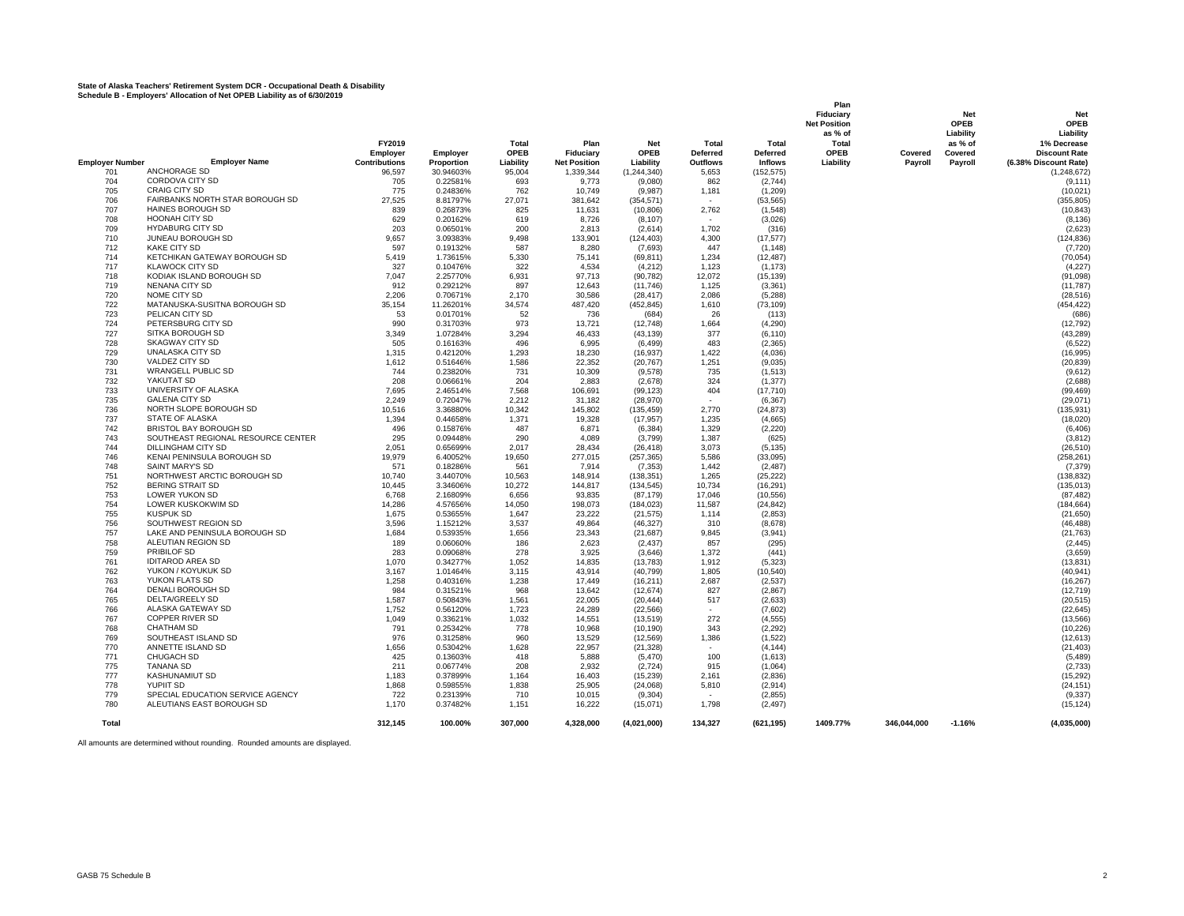**State of Alaska Teachers' Retirement System DCR - Occupational Death & Disability**
**Schedule B - Employers' Allocation of Net OPEB Liability as of 6/30/2019**

| Employer Number | Employer Name | FY2019 Employer Contributions | Employer Proportion | Total OPEB Liability | Plan Fiduciary Net Position | Net OPEB Liability | Total Deferred Outflows | Total Deferred Inflows | Plan Fiduciary Net Position as % of Total OPEB Liability | Covered Payroll | Net OPEB Liability as % of Covered Payroll | Net OPEB Liability 1% Decrease Discount Rate (6.38% Discount Rate) |
|---|---|---|---|---|---|---|---|---|---|---|---|---|
| 701 | ANCHORAGE SD | 96,597 | 30.94603% | 95,004 | 1,339,344 | (1,244,340) | 5,653 | (152,575) | | | | (1,248,672) |
| 704 | CORDOVA CITY SD | 705 | 0.22581% | 693 | 9,773 | (9,080) | 862 | (2,744) | | | | (9,111) |
| 705 | CRAIG CITY SD | 775 | 0.24836% | 762 | 10,749 | (9,987) | 1,181 | (1,209) | | | | (10,021) |
| 706 | FAIRBANKS NORTH STAR BOROUGH SD | 27,525 | 8.81797% | 27,071 | 381,642 | (354,571) | - | (53,565) | | | | (355,805) |
| 707 | HAINES BOROUGH SD | 839 | 0.26873% | 825 | 11,631 | (10,806) | 2,762 | (1,548) | | | | (10,843) |
| 708 | HOONAH CITY SD | 629 | 0.20162% | 619 | 8,726 | (8,107) | - | (3,026) | | | | (8,136) |
| 709 | HYDABURG CITY SD | 203 | 0.06501% | 200 | 2,813 | (2,614) | 1,702 | (316) | | | | (2,623) |
| 710 | JUNEAU BOROUGH SD | 9,657 | 3.09383% | 9,498 | 133,901 | (124,403) | 4,300 | (17,577) | | | | (124,836) |
| 712 | KAKE CITY SD | 597 | 0.19132% | 587 | 8,280 | (7,693) | 447 | (1,148) | | | | (7,720) |
| 714 | KETCHIKAN GATEWAY BOROUGH SD | 5,419 | 1.73615% | 5,330 | 75,141 | (69,811) | 1,234 | (12,487) | | | | (70,054) |
| 717 | KLAWOCK CITY SD | 327 | 0.10476% | 322 | 4,534 | (4,212) | 1,123 | (1,173) | | | | (4,227) |
| 718 | KODIAK ISLAND BOROUGH SD | 7,047 | 2.25770% | 6,931 | 97,713 | (90,782) | 12,072 | (15,139) | | | | (91,098) |
| 719 | NENANA CITY SD | 912 | 0.29212% | 897 | 12,643 | (11,746) | 1,125 | (3,361) | | | | (11,787) |
| 720 | NOME CITY SD | 2,206 | 0.70671% | 2,170 | 30,586 | (28,417) | 2,086 | (5,288) | | | | (28,516) |
| 722 | MATANUSKA-SUSITNA BOROUGH SD | 35,154 | 11.26201% | 34,574 | 487,420 | (452,845) | 1,610 | (73,109) | | | | (454,422) |
| 723 | PELICAN CITY SD | 53 | 0.01701% | 52 | 736 | (684) | 26 | (113) | | | | (686) |
| 724 | PETERSBURG CITY SD | 990 | 0.31703% | 973 | 13,721 | (12,748) | 1,664 | (4,290) | | | | (12,792) |
| 727 | SITKA BOROUGH SD | 3,349 | 1.07284% | 3,294 | 46,433 | (43,139) | 377 | (6,110) | | | | (43,289) |
| 728 | SKAGWAY CITY SD | 505 | 0.16163% | 496 | 6,995 | (6,499) | 483 | (2,365) | | | | (6,522) |
| 729 | UNALASKA CITY SD | 1,315 | 0.42120% | 1,293 | 18,230 | (16,937) | 1,422 | (4,036) | | | | (16,995) |
| 730 | VALDEZ CITY SD | 1,612 | 0.51646% | 1,586 | 22,352 | (20,767) | 1,251 | (9,035) | | | | (20,839) |
| 731 | WRANGELL PUBLIC SD | 744 | 0.23820% | 731 | 10,309 | (9,578) | 735 | (1,513) | | | | (9,612) |
| 732 | YAKUTAT SD | 208 | 0.06661% | 204 | 2,883 | (2,678) | 324 | (1,377) | | | | (2,688) |
| 733 | UNIVERSITY OF ALASKA | 7,695 | 2.46514% | 7,568 | 106,691 | (99,123) | 404 | (17,710) | | | | (99,469) |
| 735 | GALENA CITY SD | 2,249 | 0.72047% | 2,212 | 31,182 | (28,970) | - | (6,367) | | | | (29,071) |
| 736 | NORTH SLOPE BOROUGH SD | 10,516 | 3.36880% | 10,342 | 145,802 | (135,459) | 2,770 | (24,873) | | | | (135,931) |
| 737 | STATE OF ALASKA | 1,394 | 0.44658% | 1,371 | 19,328 | (17,957) | 1,235 | (4,665) | | | | (18,020) |
| 742 | BRISTOL BAY BOROUGH SD | 496 | 0.15876% | 487 | 6,871 | (6,384) | 1,329 | (2,220) | | | | (6,406) |
| 743 | SOUTHEAST REGIONAL RESOURCE CENTER | 295 | 0.09448% | 290 | 4,089 | (3,799) | 1,387 | (625) | | | | (3,812) |
| 744 | DILLINGHAM CITY SD | 2,051 | 0.65699% | 2,017 | 28,434 | (26,418) | 3,073 | (5,135) | | | | (26,510) |
| 746 | KENAI PENINSULA BOROUGH SD | 19,979 | 6.40052% | 19,650 | 277,015 | (257,365) | 5,586 | (33,095) | | | | (258,261) |
| 748 | SAINT MARY'S SD | 571 | 0.18286% | 561 | 7,914 | (7,353) | 1,442 | (2,487) | | | | (7,379) |
| 751 | NORTHWEST ARCTIC BOROUGH SD | 10,740 | 3.44070% | 10,563 | 148,914 | (138,351) | 1,265 | (25,222) | | | | (138,832) |
| 752 | BERING STRAIT SD | 10,445 | 3.34606% | 10,272 | 144,817 | (134,545) | 10,734 | (16,291) | | | | (135,013) |
| 753 | LOWER YUKON SD | 6,768 | 2.16809% | 6,656 | 93,835 | (87,179) | 17,046 | (10,556) | | | | (87,482) |
| 754 | LOWER KUSKOKWIM SD | 14,286 | 4.57656% | 14,050 | 198,073 | (184,023) | 11,587 | (24,842) | | | | (184,664) |
| 755 | KUSPUK SD | 1,675 | 0.53655% | 1,647 | 23,222 | (21,575) | 1,114 | (2,853) | | | | (21,650) |
| 756 | SOUTHWEST REGION SD | 3,596 | 1.15212% | 3,537 | 49,864 | (46,327) | 310 | (8,678) | | | | (46,488) |
| 757 | LAKE AND PENINSULA BOROUGH SD | 1,684 | 0.53935% | 1,656 | 23,343 | (21,687) | 9,845 | (3,941) | | | | (21,763) |
| 758 | ALEUTIAN REGION SD | 189 | 0.06060% | 186 | 2,623 | (2,437) | 857 | (295) | | | | (2,445) |
| 759 | PRIBILOF SD | 283 | 0.09068% | 278 | 3,925 | (3,646) | 1,372 | (441) | | | | (3,659) |
| 761 | IDITAROD AREA SD | 1,070 | 0.34277% | 1,052 | 14,835 | (13,783) | 1,912 | (5,323) | | | | (13,831) |
| 762 | YUKON / KOYUKUK SD | 3,167 | 1.01464% | 3,115 | 43,914 | (40,799) | 1,805 | (10,540) | | | | (40,941) |
| 763 | YUKON FLATS SD | 1,258 | 0.40316% | 1,238 | 17,449 | (16,211) | 2,687 | (2,537) | | | | (16,267) |
| 764 | DENALI BOROUGH SD | 984 | 0.31521% | 968 | 13,642 | (12,674) | 827 | (2,867) | | | | (12,719) |
| 765 | DELTA/GREELY SD | 1,587 | 0.50843% | 1,561 | 22,005 | (20,444) | 517 | (2,633) | | | | (20,515) |
| 766 | ALASKA GATEWAY SD | 1,752 | 0.56120% | 1,723 | 24,289 | (22,566) | - | (7,602) | | | | (22,645) |
| 767 | COPPER RIVER SD | 1,049 | 0.33621% | 1,032 | 14,551 | (13,519) | 272 | (4,555) | | | | (13,566) |
| 768 | CHATHAM SD | 791 | 0.25342% | 778 | 10,968 | (10,190) | 343 | (2,292) | | | | (10,226) |
| 769 | SOUTHEAST ISLAND SD | 976 | 0.31258% | 960 | 13,529 | (12,569) | 1,386 | (1,522) | | | | (12,613) |
| 770 | ANNETTE ISLAND SD | 1,656 | 0.53042% | 1,628 | 22,957 | (21,328) | - | (4,144) | | | | (21,403) |
| 771 | CHUGACH SD | 425 | 0.13603% | 418 | 5,888 | (5,470) | 100 | (1,613) | | | | (5,489) |
| 775 | TANANA SD | 211 | 0.06774% | 208 | 2,932 | (2,724) | 915 | (1,064) | | | | (2,733) |
| 777 | KASHUNAMIUT SD | 1,183 | 0.37899% | 1,164 | 16,403 | (15,239) | 2,161 | (2,836) | | | | (15,292) |
| 778 | YUPIIT SD | 1,868 | 0.59855% | 1,838 | 25,905 | (24,068) | 5,810 | (2,914) | | | | (24,151) |
| 779 | SPECIAL EDUCATION SERVICE AGENCY | 722 | 0.23139% | 710 | 10,015 | (9,304) | - | (2,855) | | | | (9,337) |
| 780 | ALEUTIANS EAST BOROUGH SD | 1,170 | 0.37482% | 1,151 | 16,222 | (15,071) | 1,798 | (2,497) | | | | (15,124) |
| **Total** | | **312,145** | **100.00%** | **307,000** | **4,328,000** | **(4,021,000)** | **134,327** | **(621,195)** | **1409.77%** | **346,044,000** | **-1.16%** | **(4,035,000)** |

All amounts are determined without rounding. Rounded amounts are displayed.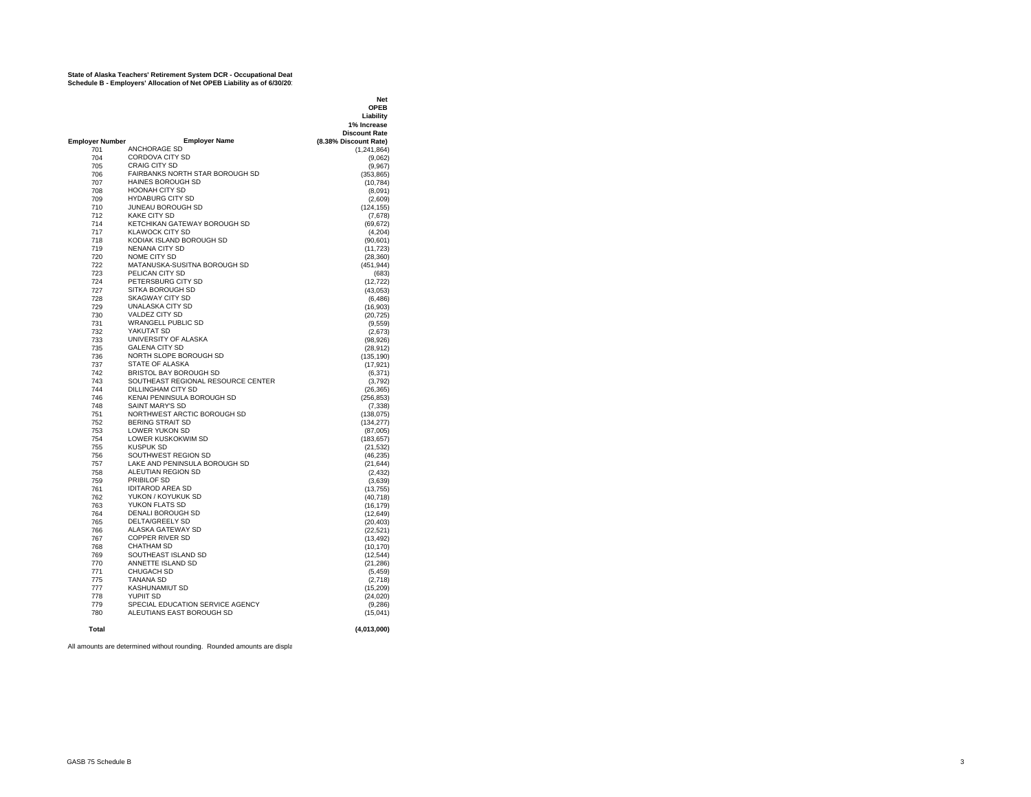**State of Alaska Teachers' Retirement System DCR - Occupational Deat**
**Schedule B - Employers' Allocation of Net OPEB Liability as of 6/30/20**

| Employer Number | Employer Name | Net OPEB Liability 1% Increase Discount Rate (8.38% Discount Rate) |
|---|---|---|
| 701 | ANCHORAGE SD | (1,241,864) |
| 704 | CORDOVA CITY SD | (9,062) |
| 705 | CRAIG CITY SD | (9,967) |
| 706 | FAIRBANKS NORTH STAR BOROUGH SD | (353,865) |
| 707 | HAINES BOROUGH SD | (10,784) |
| 708 | HOONAH CITY SD | (8,091) |
| 709 | HYDABURG CITY SD | (2,609) |
| 710 | JUNEAU BOROUGH SD | (124,155) |
| 712 | KAKE CITY SD | (7,678) |
| 714 | KETCHIKAN GATEWAY BOROUGH SD | (69,672) |
| 717 | KLAWOCK CITY SD | (4,204) |
| 718 | KODIAK ISLAND BOROUGH SD | (90,601) |
| 719 | NENANA CITY SD | (11,723) |
| 720 | NOME CITY SD | (28,360) |
| 722 | MATANUSKA-SUSITNA BOROUGH SD | (451,944) |
| 723 | PELICAN CITY SD | (683) |
| 724 | PETERSBURG CITY SD | (12,722) |
| 727 | SITKA BOROUGH SD | (43,053) |
| 728 | SKAGWAY CITY SD | (6,486) |
| 729 | UNALASKA CITY SD | (16,903) |
| 730 | VALDEZ CITY SD | (20,725) |
| 731 | WRANGELL PUBLIC SD | (9,559) |
| 732 | YAKUTAT SD | (2,673) |
| 733 | UNIVERSITY OF ALASKA | (98,926) |
| 735 | GALENA CITY SD | (28,912) |
| 736 | NORTH SLOPE BOROUGH SD | (135,190) |
| 737 | STATE OF ALASKA | (17,921) |
| 742 | BRISTOL BAY BOROUGH SD | (6,371) |
| 743 | SOUTHEAST REGIONAL RESOURCE CENTER | (3,792) |
| 744 | DILLINGHAM CITY SD | (26,365) |
| 746 | KENAI PENINSULA BOROUGH SD | (256,853) |
| 748 | SAINT MARY'S SD | (7,338) |
| 751 | NORTHWEST ARCTIC BOROUGH SD | (138,075) |
| 752 | BERING STRAIT SD | (134,277) |
| 753 | LOWER YUKON SD | (87,005) |
| 754 | LOWER KUSKOKWIM SD | (183,657) |
| 755 | KUSPUK SD | (21,532) |
| 756 | SOUTHWEST REGION SD | (46,235) |
| 757 | LAKE AND PENINSULA BOROUGH SD | (21,644) |
| 758 | ALEUTIAN REGION SD | (2,432) |
| 759 | PRIBILOF SD | (3,639) |
| 761 | IDITAROD AREA SD | (13,755) |
| 762 | YUKON / KOYUKUK SD | (40,718) |
| 763 | YUKON FLATS SD | (16,179) |
| 764 | DENALI BOROUGH SD | (12,649) |
| 765 | DELTA/GREELY SD | (20,403) |
| 766 | ALASKA GATEWAY SD | (22,521) |
| 767 | COPPER RIVER SD | (13,492) |
| 768 | CHATHAM SD | (10,170) |
| 769 | SOUTHEAST ISLAND SD | (12,544) |
| 770 | ANNETTE ISLAND SD | (21,286) |
| 771 | CHUGACH SD | (5,459) |
| 775 | TANANA SD | (2,718) |
| 777 | KASHUNAMIUT SD | (15,209) |
| 778 | YUPIIT SD | (24,020) |
| 779 | SPECIAL EDUCATION SERVICE AGENCY | (9,286) |
| 780 | ALEUTIANS EAST BOROUGH SD | (15,041) |
| **Total** | | **(4,013,000)** |

All amounts are determined without rounding. Rounded amounts are displa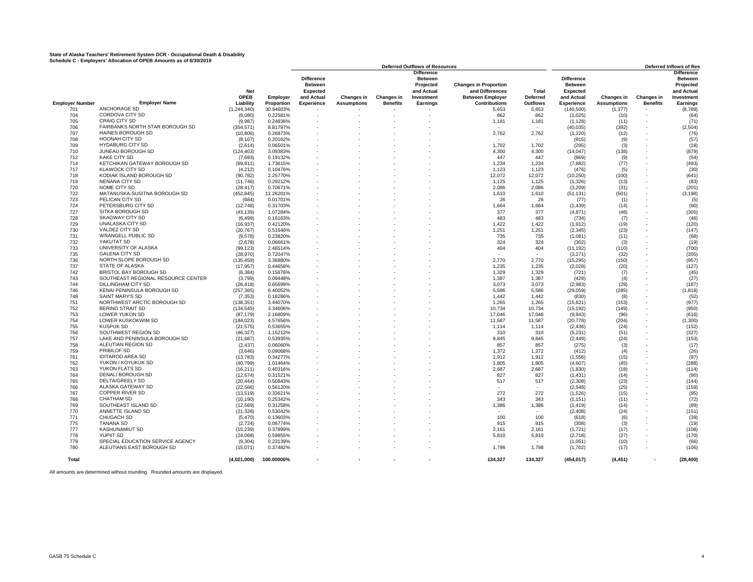**State of Alaska Teachers' Retirement System DCR - Occupational Death & Disability**
**Schedule C - Employers' Allocation of OPEB Amounts as of 6/30/2019**

| | | | | Deferred Outflows of Resources | | | | | | Deferred Inflows of Res | | | |
|---|---|---|---|---|---|---|---|---|---|---|---|---|---|
| Employer Number | Employer Name | Net OPEB Liability | Employer Proportion | Difference Between Expected and Actual Experience | Changes in Assumptions | Changes in Benefits | Difference Between Projected and Actual Investment Earnings | Changes in Proportion and Differences Between Employer Contributions | Total Deferred Outflows | Difference Between Expected and Actual Experience | Changes in Assumptions | Changes in Benefits | Difference Between Projected and Actual Investment Earnings |
| 701 | ANCHORAGE SD | (1,244,340) | 30.94603% | - | - | - | - | 5,653 | 5,653 | (140,500) | (1,377) | - | (8,789) |
| 704 | CORDOVA CITY SD | (9,080) | 0.22581% | - | - | - | - | 862 | 862 | (1,025) | (10) | - | (64) |
| 705 | CRAIG CITY SD | (9,987) | 0.24836% | - | - | - | - | 1,181 | 1,181 | (1,128) | (11) | - | (71) |
| 706 | FAIRBANKS NORTH STAR BOROUGH SD | (354,571) | 8.81797% | - | - | - | - | - | - | (40,035) | (392) | - | (2,504) |
| 707 | HAINES BOROUGH SD | (10,806) | 0.26873% | - | - | - | - | 2,762 | 2,762 | (1,220) | (12) | - | (76) |
| 708 | HOONAH CITY SD | (8,107) | 0.20162% | - | - | - | - | - | - | (915) | (9) | - | (57) |
| 709 | HYDABURG CITY SD | (2,614) | 0.06501% | - | - | - | - | 1,702 | 1,702 | (295) | (3) | - | (18) |
| 710 | JUNEAU BOROUGH SD | (124,403) | 3.09383% | - | - | - | - | 4,300 | 4,300 | (14,047) | (138) | - | (879) |
| 712 | KAKE CITY SD | (7,693) | 0.19132% | - | - | - | - | 447 | 447 | (869) | (9) | - | (54) |
| 714 | KETCHIKAN GATEWAY BOROUGH SD | (69,811) | 1.73615% | - | - | - | - | 1,234 | 1,234 | (7,882) | (77) | - | (493) |
| 717 | KLAWOCK CITY SD | (4,212) | 0.10476% | - | - | - | - | 1,123 | 1,123 | (476) | (5) | - | (30) |
| 718 | KODIAK ISLAND BOROUGH SD | (90,782) | 2.25770% | - | - | - | - | 12,072 | 12,072 | (10,250) | (100) | - | (641) |
| 719 | NENANA CITY SD | (11,746) | 0.29212% | - | - | - | - | 1,125 | 1,125 | (1,326) | (13) | - | (83) |
| 720 | NOME CITY SD | (28,417) | 0.70671% | - | - | - | - | 2,086 | 2,086 | (3,209) | (31) | - | (201) |
| 722 | MATANUSKA-SUSITNA BOROUGH SD | (452,845) | 11.26201% | - | - | - | - | 1,610 | 1,610 | (51,131) | (501) | - | (3,198) |
| 723 | PELICAN CITY SD | (684) | 0.01701% | - | - | - | - | 26 | 26 | (77) | (1) | - | (5) |
| 724 | PETERSBURG CITY SD | (12,748) | 0.31703% | - | - | - | - | 1,664 | 1,664 | (1,439) | (14) | - | (90) |
| 727 | SITKA BOROUGH SD | (43,139) | 1.07284% | - | - | - | - | 377 | 377 | (4,871) | (48) | - | (305) |
| 728 | SKAGWAY CITY SD | (6,499) | 0.16163% | - | - | - | - | 483 | 483 | (734) | (7) | - | (46) |
| 729 | UNALASKA CITY SD | (16,937) | 0.42120% | - | - | - | - | 1,422 | 1,422 | (1,912) | (19) | - | (120) |
| 730 | VALDEZ CITY SD | (20,767) | 0.51646% | - | - | - | - | 1,251 | 1,251 | (2,345) | (23) | - | (147) |
| 731 | WRANGELL PUBLIC SD | (9,578) | 0.23820% | - | - | - | - | 735 | 735 | (1,081) | (11) | - | (68) |
| 732 | YAKUTAT SD | (2,678) | 0.06661% | - | - | - | - | 324 | 324 | (302) | (3) | - | (19) |
| 733 | UNIVERSITY OF ALASKA | (99,123) | 2.46514% | - | - | - | - | 404 | 404 | (11,192) | (110) | - | (700) |
| 735 | GALENA CITY SD | (28,970) | 0.72047% | - | - | - | - | - | - | (3,271) | (32) | - | (205) |
| 736 | NORTH SLOPE BOROUGH SD | (135,459) | 3.36880% | - | - | - | - | 2,770 | 2,770 | (15,295) | (150) | - | (957) |
| 737 | STATE OF ALASKA | (17,957) | 0.44658% | - | - | - | - | 1,235 | 1,235 | (2,028) | (20) | - | (127) |
| 742 | BRISTOL BAY BOROUGH SD | (6,384) | 0.15876% | - | - | - | - | 1,329 | 1,329 | (721) | (7) | - | (45) |
| 743 | SOUTHEAST REGIONAL RESOURCE CENTER | (3,799) | 0.09448% | - | - | - | - | 1,387 | 1,387 | (429) | (4) | - | (27) |
| 744 | DILLINGHAM CITY SD | (26,418) | 0.65699% | - | - | - | - | 3,073 | 3,073 | (2,983) | (29) | - | (187) |
| 746 | KENAI PENINSULA BOROUGH SD | (257,365) | 6.40052% | - | - | - | - | 5,586 | 5,586 | (29,059) | (285) | - | (1,818) |
| 748 | SAINT MARY'S SD | (7,353) | 0.18286% | - | - | - | - | 1,442 | 1,442 | (830) | (8) | - | (52) |
| 751 | NORTHWEST ARCTIC BOROUGH SD | (138,351) | 3.44070% | - | - | - | - | 1,265 | 1,265 | (15,621) | (153) | - | (977) |
| 752 | BERING STRAIT SD | (134,545) | 3.34606% | - | - | - | - | 10,734 | 10,734 | (15,192) | (149) | - | (950) |
| 753 | LOWER YUKON SD | (87,179) | 2.16809% | - | - | - | - | 17,046 | 17,046 | (9,843) | (96) | - | (616) |
| 754 | LOWER KUSKOKWIM SD | (184,023) | 4.57656% | - | - | - | - | 11,587 | 11,587 | (20,778) | (204) | - | (1,300) |
| 755 | KUSPUK SD | (21,575) | 0.53655% | - | - | - | - | 1,114 | 1,114 | (2,436) | (24) | - | (152) |
| 756 | SOUTHWEST REGION SD | (46,327) | 1.15212% | - | - | - | - | 310 | 310 | (5,231) | (51) | - | (327) |
| 757 | LAKE AND PENINSULA BOROUGH SD | (21,687) | 0.53935% | - | - | - | - | 9,845 | 9,845 | (2,449) | (24) | - | (153) |
| 758 | ALEUTIAN REGION SD | (2,437) | 0.06060% | - | - | - | - | 857 | 857 | (275) | (3) | - | (17) |
| 759 | PRIBILOF SD | (3,646) | 0.09068% | - | - | - | - | 1,372 | 1,372 | (412) | (4) | - | (26) |
| 761 | IDITAROD AREA SD | (13,783) | 0.34277% | - | - | - | - | 1,912 | 1,912 | (1,556) | (15) | - | (97) |
| 762 | YUKON / KOYUKUK SD | (40,799) | 1.01464% | - | - | - | - | 1,805 | 1,805 | (4,607) | (45) | - | (288) |
| 763 | YUKON FLATS SD | (16,211) | 0.40316% | - | - | - | - | 2,687 | 2,687 | (1,830) | (18) | - | (114) |
| 764 | DENALI BOROUGH SD | (12,674) | 0.31521% | - | - | - | - | 827 | 827 | (1,431) | (14) | - | (90) |
| 765 | DELTA/GREELY SD | (20,444) | 0.50843% | - | - | - | - | 517 | 517 | (2,308) | (23) | - | (144) |
| 766 | ALASKA GATEWAY SD | (22,566) | 0.56120% | - | - | - | - | - | - | (2,548) | (25) | - | (159) |
| 767 | COPPER RIVER SD | (13,519) | 0.33621% | - | - | - | - | 272 | 272 | (1,526) | (15) | - | (95) |
| 768 | CHATHAM SD | (10,190) | 0.25342% | - | - | - | - | 343 | 343 | (1,151) | (11) | - | (72) |
| 769 | SOUTHEAST ISLAND SD | (12,569) | 0.31258% | - | - | - | - | 1,386 | 1,386 | (1,419) | (14) | - | (89) |
| 770 | ANNETTE ISLAND SD | (21,328) | 0.53042% | - | - | - | - | - | - | (2,408) | (24) | - | (151) |
| 771 | CHUGACH SD | (5,470) | 0.13603% | - | - | - | - | 100 | 100 | (618) | (6) | - | (39) |
| 775 | TANANA SD | (2,724) | 0.06774% | - | - | - | - | 915 | 915 | (308) | (3) | - | (19) |
| 777 | KASHUNAMIUT SD | (15,239) | 0.37899% | - | - | - | - | 2,161 | 2,161 | (1,721) | (17) | - | (108) |
| 778 | YUPIIT SD | (24,068) | 0.59855% | - | - | - | - | 5,810 | 5,810 | (2,718) | (27) | - | (170) |
| 779 | SPECIAL EDUCATION SERVICE AGENCY | (9,304) | 0.23139% | - | - | - | - | - | - | (1,051) | (10) | - | (66) |
| 780 | ALEUTIANS EAST BOROUGH SD | (15,071) | 0.37482% | - | - | - | - | 1,798 | 1,798 | (1,702) | (17) | - | (106) |
| **Total** | | **(4,021,000)** | **100.00000%** | **-** | **-** | **-** | **-** | **134,327** | **134,327** | **(454,017)** | **(4,451)** | **-** | **(28,400)** |

All amounts are determined without rounding. Rounded amounts are displayed.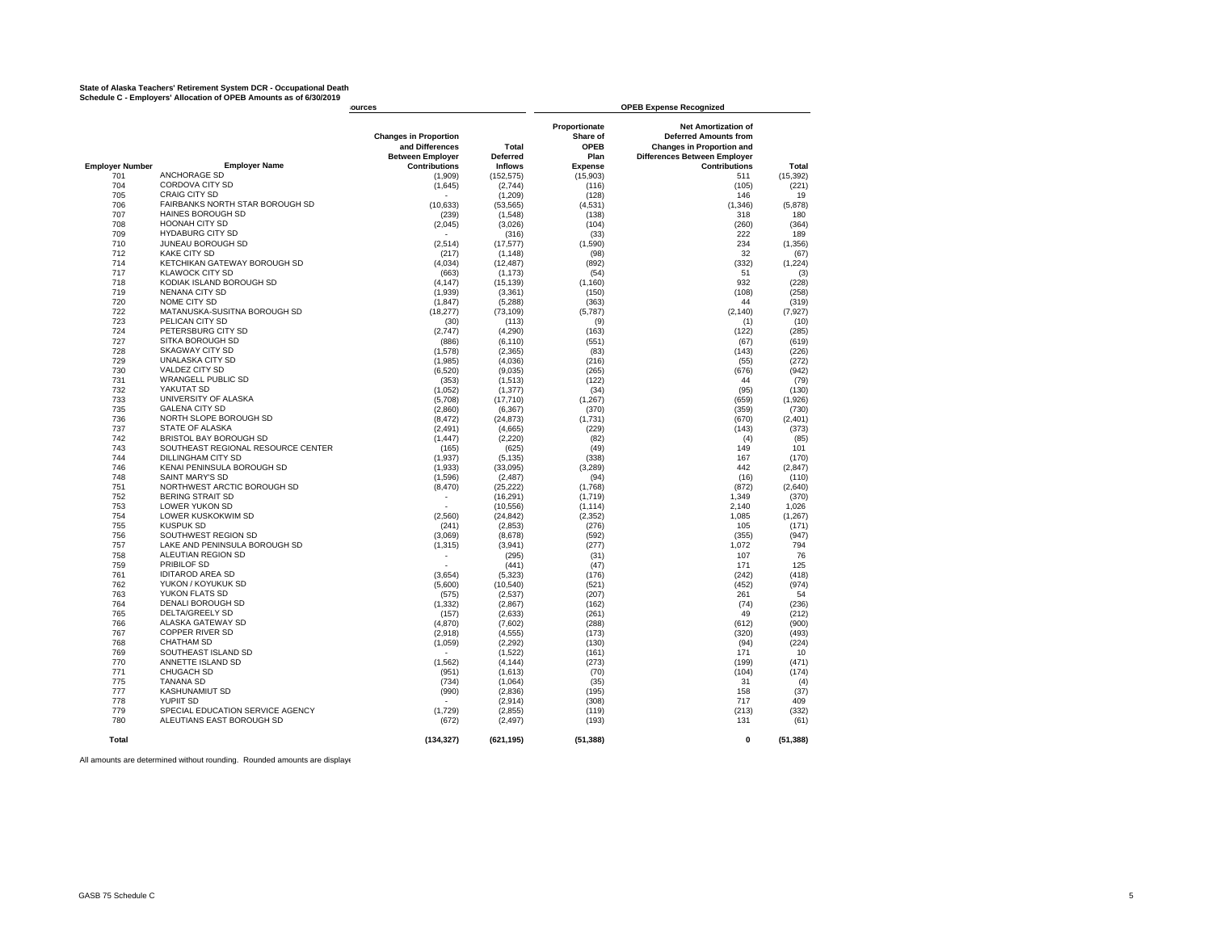**State of Alaska Teachers' Retirement System DCR - Occupational Death**
**Schedule C - Employers' Allocation of OPEB Amounts as of 6/30/2019**

| | | ources | | OPEB Expense Recognized | | |
|---|---|---|---|---|---|---|
| **Employer Number** | **Employer Name** | **Changes in Proportion and Differences Between Employer Contributions** | **Total Deferred Inflows** | **Proportionate Share of OPEB Plan Expense** | **Net Amortization of Deferred Amounts from Changes in Proportion and Differences Between Employer Contributions** | **Total** |
| 701 | ANCHORAGE SD | (1,909) | (152,575) | (15,903) | 511 | (15,392) |
| 704 | CORDOVA CITY SD | (1,645) | (2,744) | (116) | (105) | (221) |
| 705 | CRAIG CITY SD | - | (1,209) | (128) | 146 | 19 |
| 706 | FAIRBANKS NORTH STAR BOROUGH SD | (10,633) | (53,565) | (4,531) | (1,346) | (5,878) |
| 707 | HAINES BOROUGH SD | (239) | (1,548) | (138) | 318 | 180 |
| 708 | HOONAH CITY SD | (2,045) | (3,026) | (104) | (260) | (364) |
| 709 | HYDABURG CITY SD | - | (316) | (33) | 222 | 189 |
| 710 | JUNEAU BOROUGH SD | (2,514) | (17,577) | (1,590) | 234 | (1,356) |
| 712 | KAKE CITY SD | (217) | (1,148) | (98) | 32 | (67) |
| 714 | KETCHIKAN GATEWAY BOROUGH SD | (4,034) | (12,487) | (892) | (332) | (1,224) |
| 717 | KLAWOCK CITY SD | (663) | (1,173) | (54) | 51 | (3) |
| 718 | KODIAK ISLAND BOROUGH SD | (4,147) | (15,139) | (1,160) | 932 | (228) |
| 719 | NENANA CITY SD | (1,939) | (3,361) | (150) | (108) | (258) |
| 720 | NOME CITY SD | (1,847) | (5,288) | (363) | 44 | (319) |
| 722 | MATANUSKA-SUSITNA BOROUGH SD | (18,277) | (73,109) | (5,787) | (2,140) | (7,927) |
| 723 | PELICAN CITY SD | (30) | (113) | (9) | (1) | (10) |
| 724 | PETERSBURG CITY SD | (2,747) | (4,290) | (163) | (122) | (285) |
| 727 | SITKA BOROUGH SD | (886) | (6,110) | (551) | (67) | (619) |
| 728 | SKAGWAY CITY SD | (1,578) | (2,365) | (83) | (143) | (226) |
| 729 | UNALASKA CITY SD | (1,985) | (4,036) | (216) | (55) | (272) |
| 730 | VALDEZ CITY SD | (6,520) | (9,035) | (265) | (676) | (942) |
| 731 | WRANGELL PUBLIC SD | (353) | (1,513) | (122) | 44 | (79) |
| 732 | YAKUTAT SD | (1,052) | (1,377) | (34) | (95) | (130) |
| 733 | UNIVERSITY OF ALASKA | (5,708) | (17,710) | (1,267) | (659) | (1,926) |
| 735 | GALENA CITY SD | (2,860) | (6,367) | (370) | (359) | (730) |
| 736 | NORTH SLOPE BOROUGH SD | (8,472) | (24,873) | (1,731) | (670) | (2,401) |
| 737 | STATE OF ALASKA | (2,491) | (4,665) | (229) | (143) | (373) |
| 742 | BRISTOL BAY BOROUGH SD | (1,447) | (2,220) | (82) | (4) | (85) |
| 743 | SOUTHEAST REGIONAL RESOURCE CENTER | (165) | (625) | (49) | 149 | 101 |
| 744 | DILLINGHAM CITY SD | (1,937) | (5,135) | (338) | 167 | (170) |
| 746 | KENAI PENINSULA BOROUGH SD | (1,933) | (33,095) | (3,289) | 442 | (2,847) |
| 748 | SAINT MARY'S SD | (1,596) | (2,487) | (94) | (16) | (110) |
| 751 | NORTHWEST ARCTIC BOROUGH SD | (8,470) | (25,222) | (1,768) | (872) | (2,640) |
| 752 | BERING STRAIT SD | - | (16,291) | (1,719) | 1,349 | (370) |
| 753 | LOWER YUKON SD | - | (10,556) | (1,114) | 2,140 | 1,026 |
| 754 | LOWER KUSKOKWIM SD | (2,560) | (24,842) | (2,352) | 1,085 | (1,267) |
| 755 | KUSPUK SD | (241) | (2,853) | (276) | 105 | (171) |
| 756 | SOUTHWEST REGION SD | (3,069) | (8,678) | (592) | (355) | (947) |
| 757 | LAKE AND PENINSULA BOROUGH SD | (1,315) | (3,941) | (277) | 1,072 | 794 |
| 758 | ALEUTIAN REGION SD | - | (295) | (31) | 107 | 76 |
| 759 | PRIBILOF SD | - | (441) | (47) | 171 | 125 |
| 761 | IDITAROD AREA SD | (3,654) | (5,323) | (176) | (242) | (418) |
| 762 | YUKON / KOYUKUK SD | (5,600) | (10,540) | (521) | (452) | (974) |
| 763 | YUKON FLATS SD | (575) | (2,537) | (207) | 261 | 54 |
| 764 | DENALI BOROUGH SD | (1,332) | (2,867) | (162) | (74) | (236) |
| 765 | DELTA/GREELY SD | (157) | (2,633) | (261) | 49 | (212) |
| 766 | ALASKA GATEWAY SD | (4,870) | (7,602) | (288) | (612) | (900) |
| 767 | COPPER RIVER SD | (2,918) | (4,555) | (173) | (320) | (493) |
| 768 | CHATHAM SD | (1,059) | (2,292) | (130) | (94) | (224) |
| 769 | SOUTHEAST ISLAND SD | - | (1,522) | (161) | 171 | 10 |
| 770 | ANNETTE ISLAND SD | (1,562) | (4,144) | (273) | (199) | (471) |
| 771 | CHUGACH SD | (951) | (1,613) | (70) | (104) | (174) |
| 775 | TANANA SD | (734) | (1,064) | (35) | 31 | (4) |
| 777 | KASHUNAMIUT SD | (990) | (2,836) | (195) | 158 | (37) |
| 778 | YUPIIT SD | - | (2,914) | (308) | 717 | 409 |
| 779 | SPECIAL EDUCATION SERVICE AGENCY | (1,729) | (2,855) | (119) | (213) | (332) |
| 780 | ALEUTIANS EAST BOROUGH SD | (672) | (2,497) | (193) | 131 | (61) |
| **Total** | | **(134,327)** | **(621,195)** | **(51,388)** | **0** | **(51,388)** |

All amounts are determined without rounding. Rounded amounts are displaye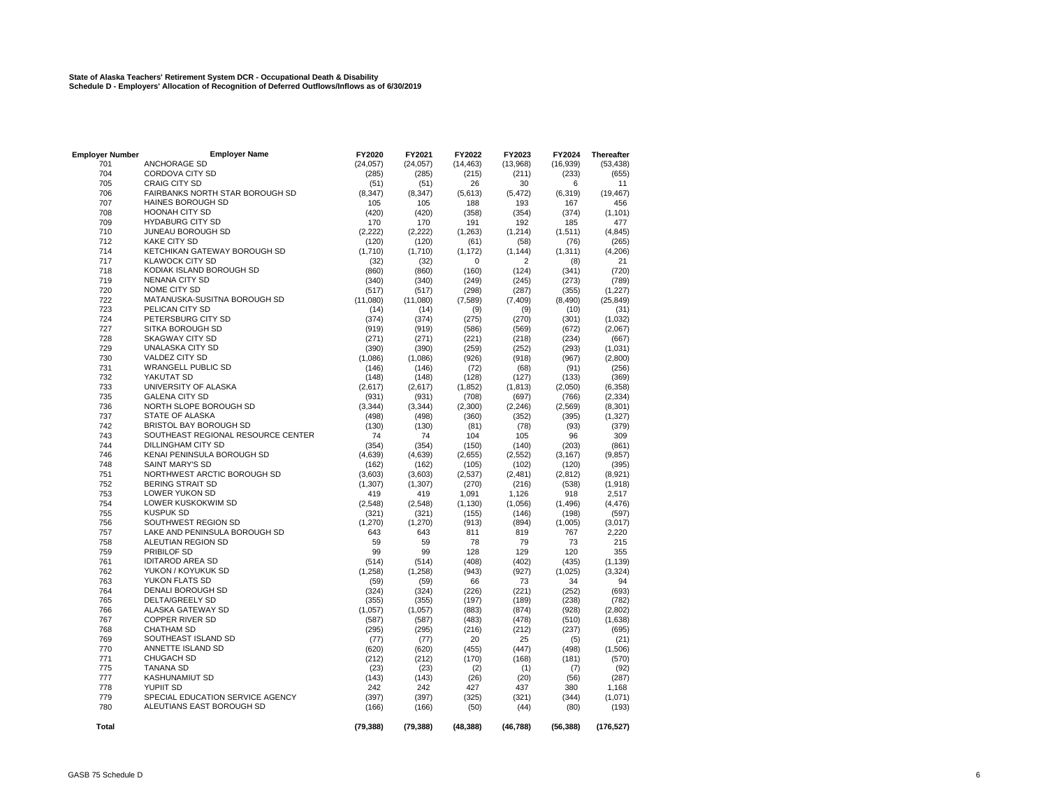**State of Alaska Teachers' Retirement System DCR - Occupational Death & Disability**
**Schedule D - Employers' Allocation of Recognition of Deferred Outflows/Inflows as of 6/30/2019**

| Employer Number | Employer Name | FY2020 | FY2021 | FY2022 | FY2023 | FY2024 | Thereafter |
|---|---|---|---|---|---|---|---|
| 701 | ANCHORAGE SD | (24,057) | (24,057) | (14,463) | (13,968) | (16,939) | (53,438) |
| 704 | CORDOVA CITY SD | (285) | (285) | (215) | (211) | (233) | (655) |
| 705 | CRAIG CITY SD | (51) | (51) | 26 | 30 | 6 | 11 |
| 706 | FAIRBANKS NORTH STAR BOROUGH SD | (8,347) | (8,347) | (5,613) | (5,472) | (6,319) | (19,467) |
| 707 | HAINES BOROUGH SD | 105 | 105 | 188 | 193 | 167 | 456 |
| 708 | HOONAH CITY SD | (420) | (420) | (358) | (354) | (374) | (1,101) |
| 709 | HYDABURG CITY SD | 170 | 170 | 191 | 192 | 185 | 477 |
| 710 | JUNEAU BOROUGH SD | (2,222) | (2,222) | (1,263) | (1,214) | (1,511) | (4,845) |
| 712 | KAKE CITY SD | (120) | (120) | (61) | (58) | (76) | (265) |
| 714 | KETCHIKAN GATEWAY BOROUGH SD | (1,710) | (1,710) | (1,172) | (1,144) | (1,311) | (4,206) |
| 717 | KLAWOCK CITY SD | (32) | (32) | 0 | 2 | (8) | 21 |
| 718 | KODIAK ISLAND BOROUGH SD | (860) | (860) | (160) | (124) | (341) | (720) |
| 719 | NENANA CITY SD | (340) | (340) | (249) | (245) | (273) | (789) |
| 720 | NOME CITY SD | (517) | (517) | (298) | (287) | (355) | (1,227) |
| 722 | MATANUSKA-SUSITNA BOROUGH SD | (11,080) | (11,080) | (7,589) | (7,409) | (8,490) | (25,849) |
| 723 | PELICAN CITY SD | (14) | (14) | (9) | (9) | (10) | (31) |
| 724 | PETERSBURG CITY SD | (374) | (374) | (275) | (270) | (301) | (1,032) |
| 727 | SITKA BOROUGH SD | (919) | (919) | (586) | (569) | (672) | (2,067) |
| 728 | SKAGWAY CITY SD | (271) | (271) | (221) | (218) | (234) | (667) |
| 729 | UNALASKA CITY SD | (390) | (390) | (259) | (252) | (293) | (1,031) |
| 730 | VALDEZ CITY SD | (1,086) | (1,086) | (926) | (918) | (967) | (2,800) |
| 731 | WRANGELL PUBLIC SD | (146) | (146) | (72) | (68) | (91) | (256) |
| 732 | YAKUTAT SD | (148) | (148) | (128) | (127) | (133) | (369) |
| 733 | UNIVERSITY OF ALASKA | (2,617) | (2,617) | (1,852) | (1,813) | (2,050) | (6,358) |
| 735 | GALENA CITY SD | (931) | (931) | (708) | (697) | (766) | (2,334) |
| 736 | NORTH SLOPE BOROUGH SD | (3,344) | (3,344) | (2,300) | (2,246) | (2,569) | (8,301) |
| 737 | STATE OF ALASKA | (498) | (498) | (360) | (352) | (395) | (1,327) |
| 742 | BRISTOL BAY BOROUGH SD | (130) | (130) | (81) | (78) | (93) | (379) |
| 743 | SOUTHEAST REGIONAL RESOURCE CENTER | 74 | 74 | 104 | 105 | 96 | 309 |
| 744 | DILLINGHAM CITY SD | (354) | (354) | (150) | (140) | (203) | (861) |
| 746 | KENAI PENINSULA BOROUGH SD | (4,639) | (4,639) | (2,655) | (2,552) | (3,167) | (9,857) |
| 748 | SAINT MARY'S SD | (162) | (162) | (105) | (102) | (120) | (395) |
| 751 | NORTHWEST ARCTIC BOROUGH SD | (3,603) | (3,603) | (2,537) | (2,481) | (2,812) | (8,921) |
| 752 | BERING STRAIT SD | (1,307) | (1,307) | (270) | (216) | (538) | (1,918) |
| 753 | LOWER YUKON SD | 419 | 419 | 1,091 | 1,126 | 918 | 2,517 |
| 754 | LOWER KUSKOKWIM SD | (2,548) | (2,548) | (1,130) | (1,056) | (1,496) | (4,476) |
| 755 | KUSPUK SD | (321) | (321) | (155) | (146) | (198) | (597) |
| 756 | SOUTHWEST REGION SD | (1,270) | (1,270) | (913) | (894) | (1,005) | (3,017) |
| 757 | LAKE AND PENINSULA BOROUGH SD | 643 | 643 | 811 | 819 | 767 | 2,220 |
| 758 | ALEUTIAN REGION SD | 59 | 59 | 78 | 79 | 73 | 215 |
| 759 | PRIBILOF SD | 99 | 99 | 128 | 129 | 120 | 355 |
| 761 | IDITAROD AREA SD | (514) | (514) | (408) | (402) | (435) | (1,139) |
| 762 | YUKON / KOYUKUK SD | (1,258) | (1,258) | (943) | (927) | (1,025) | (3,324) |
| 763 | YUKON FLATS SD | (59) | (59) | 66 | 73 | 34 | 94 |
| 764 | DENALI BOROUGH SD | (324) | (324) | (226) | (221) | (252) | (693) |
| 765 | DELTA/GREELY SD | (355) | (355) | (197) | (189) | (238) | (782) |
| 766 | ALASKA GATEWAY SD | (1,057) | (1,057) | (883) | (874) | (928) | (2,802) |
| 767 | COPPER RIVER SD | (587) | (587) | (483) | (478) | (510) | (1,638) |
| 768 | CHATHAM SD | (295) | (295) | (216) | (212) | (237) | (695) |
| 769 | SOUTHEAST ISLAND SD | (77) | (77) | 20 | 25 | (5) | (21) |
| 770 | ANNETTE ISLAND SD | (620) | (620) | (455) | (447) | (498) | (1,506) |
| 771 | CHUGACH SD | (212) | (212) | (170) | (168) | (181) | (570) |
| 775 | TANANA SD | (23) | (23) | (2) | (1) | (7) | (92) |
| 777 | KASHUNAMIUT SD | (143) | (143) | (26) | (20) | (56) | (287) |
| 778 | YUPIIT SD | 242 | 242 | 427 | 437 | 380 | 1,168 |
| 779 | SPECIAL EDUCATION SERVICE AGENCY | (397) | (397) | (325) | (321) | (344) | (1,071) |
| 780 | ALEUTIANS EAST BOROUGH SD | (166) | (166) | (50) | (44) | (80) | (193) |
| **Total** | | **(79,388)** | **(79,388)** | **(48,388)** | **(46,788)** | **(56,388)** | **(176,527)** |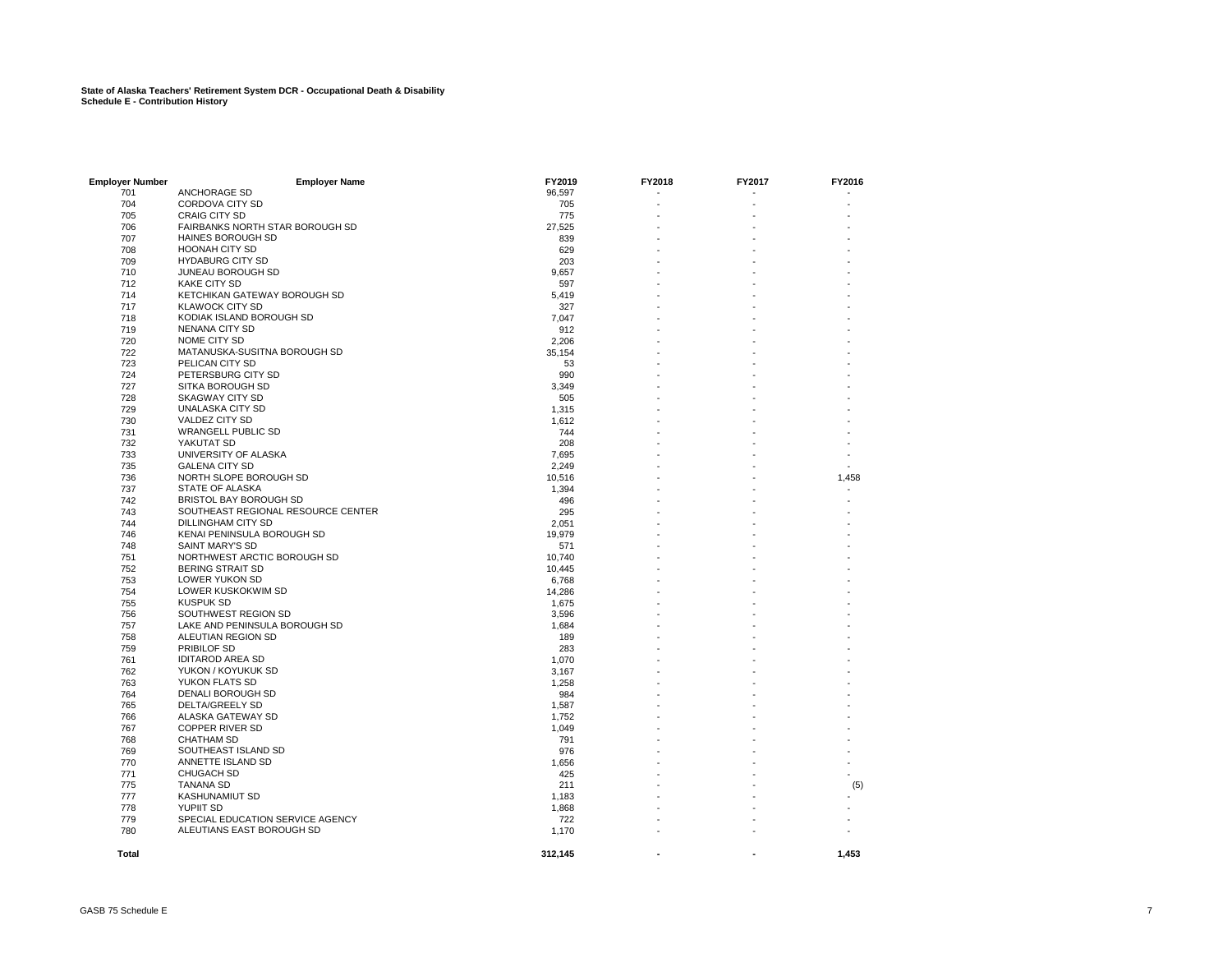**State of Alaska Teachers' Retirement System DCR - Occupational Death & Disability**
**Schedule E - Contribution History**

| Employer Number | Employer Name | FY2019 | FY2018 | FY2017 | FY2016 |
|---|---|---|---|---|---|
| 701 | ANCHORAGE SD | 96,597 | - | - | - |
| 704 | CORDOVA CITY SD | 705 | - | - | - |
| 705 | CRAIG CITY SD | 775 | - | - | - |
| 706 | FAIRBANKS NORTH STAR BOROUGH SD | 27,525 | - | - | - |
| 707 | HAINES BOROUGH SD | 839 | - | - | - |
| 708 | HOONAH CITY SD | 629 | - | - | - |
| 709 | HYDABURG CITY SD | 203 | - | - | - |
| 710 | JUNEAU BOROUGH SD | 9,657 | - | - | - |
| 712 | KAKE CITY SD | 597 | - | - | - |
| 714 | KETCHIKAN GATEWAY BOROUGH SD | 5,419 | - | - | - |
| 717 | KLAWOCK CITY SD | 327 | - | - | - |
| 718 | KODIAK ISLAND BOROUGH SD | 7,047 | - | - | - |
| 719 | NENANA CITY SD | 912 | - | - | - |
| 720 | NOME CITY SD | 2,206 | - | - | - |
| 722 | MATANUSKA-SUSITNA BOROUGH SD | 35,154 | - | - | - |
| 723 | PELICAN CITY SD | 53 | - | - | - |
| 724 | PETERSBURG CITY SD | 990 | - | - | - |
| 727 | SITKA BOROUGH SD | 3,349 | - | - | - |
| 728 | SKAGWAY CITY SD | 505 | - | - | - |
| 729 | UNALASKA CITY SD | 1,315 | - | - | - |
| 730 | VALDEZ CITY SD | 1,612 | - | - | - |
| 731 | WRANGELL PUBLIC SD | 744 | - | - | - |
| 732 | YAKUTAT SD | 208 | - | - | - |
| 733 | UNIVERSITY OF ALASKA | 7,695 | - | - | - |
| 735 | GALENA CITY SD | 2,249 | - | - | - |
| 736 | NORTH SLOPE BOROUGH SD | 10,516 | - | - | 1,458 |
| 737 | STATE OF ALASKA | 1,394 | - | - | - |
| 742 | BRISTOL BAY BOROUGH SD | 496 | - | - | - |
| 743 | SOUTHEAST REGIONAL RESOURCE CENTER | 295 | - | - | - |
| 744 | DILLINGHAM CITY SD | 2,051 | - | - | - |
| 746 | KENAI PENINSULA BOROUGH SD | 19,979 | - | - | - |
| 748 | SAINT MARY'S SD | 571 | - | - | - |
| 751 | NORTHWEST ARCTIC BOROUGH SD | 10,740 | - | - | - |
| 752 | BERING STRAIT SD | 10,445 | - | - | - |
| 753 | LOWER YUKON SD | 6,768 | - | - | - |
| 754 | LOWER KUSKOKWIM SD | 14,286 | - | - | - |
| 755 | KUSPUK SD | 1,675 | - | - | - |
| 756 | SOUTHWEST REGION SD | 3,596 | - | - | - |
| 757 | LAKE AND PENINSULA BOROUGH SD | 1,684 | - | - | - |
| 758 | ALEUTIAN REGION SD | 189 | - | - | - |
| 759 | PRIBILOF SD | 283 | - | - | - |
| 761 | IDITAROD AREA SD | 1,070 | - | - | - |
| 762 | YUKON / KOYUKUK SD | 3,167 | - | - | - |
| 763 | YUKON FLATS SD | 1,258 | - | - | - |
| 764 | DENALI BOROUGH SD | 984 | - | - | - |
| 765 | DELTA/GREELY SD | 1,587 | - | - | - |
| 766 | ALASKA GATEWAY SD | 1,752 | - | - | - |
| 767 | COPPER RIVER SD | 1,049 | - | - | - |
| 768 | CHATHAM SD | 791 | - | - | - |
| 769 | SOUTHEAST ISLAND SD | 976 | - | - | - |
| 770 | ANNETTE ISLAND SD | 1,656 | - | - | - |
| 771 | CHUGACH SD | 425 | - | - | - |
| 775 | TANANA SD | 211 | - | - | (5) |
| 777 | KASHUNAMIUT SD | 1,183 | - | - | - |
| 778 | YUPIIT SD | 1,868 | - | - | - |
| 779 | SPECIAL EDUCATION SERVICE AGENCY | 722 | - | - | - |
| 780 | ALEUTIANS EAST BOROUGH SD | 1,170 | - | - | - |
| **Total** | | **312,145** | **-** | **-** | **1,453** |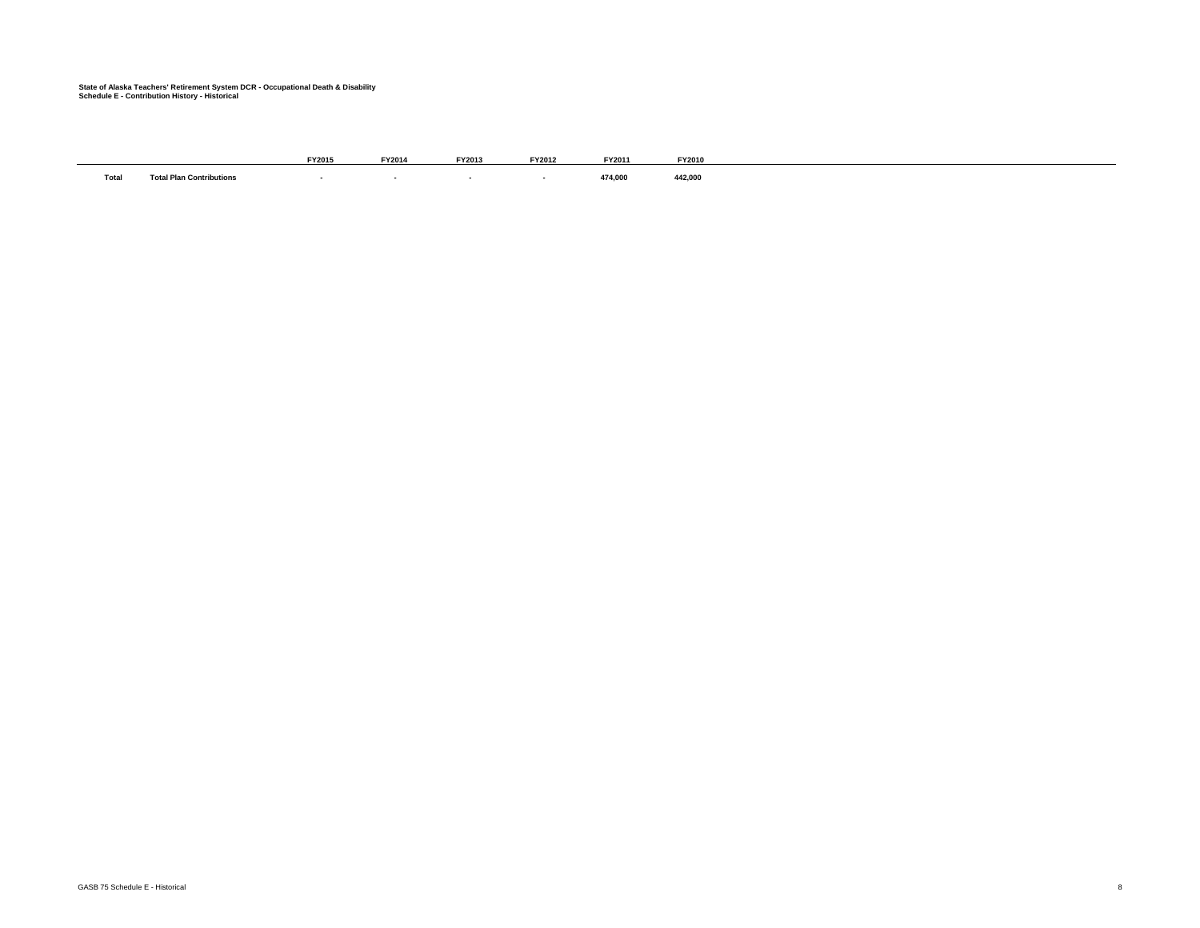**State of Alaska Teachers' Retirement System DCR - Occupational Death & Disability**
**Schedule E - Contribution History - Historical**

| | | FY2015 | FY2014 | FY2013 | FY2012 | FY2011 | FY2010 |
|---|---|---|---|---|---|---|---|
| **Total** | **Total Plan Contributions** | **-** | **-** | **-** | **-** | **474,000** | **442,000** |